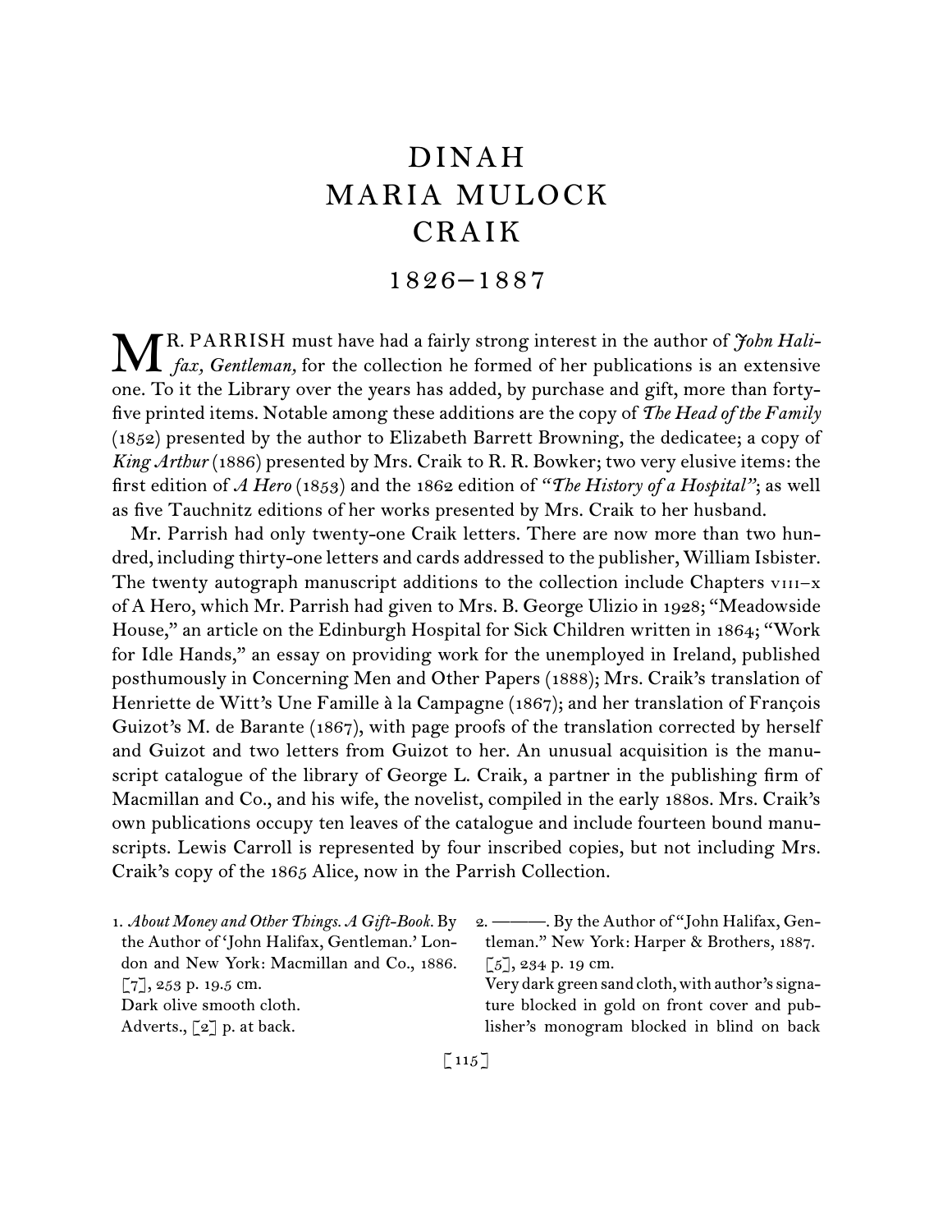# DINAH MARIA MULOCK CRAIK

## 1826–1887

MR. PARRISH must have had a fairly strong interest in the author of *John Halifax, Gentleman,* for the collection he formed of her publications is an extensive one. To it the Library over the years has added, by purchase and gift, more than forty-five printed items. Notable among these additions are the copy of *The Head of the Family* (1852) presented by the author to Elizabeth Barrett Browning, the dedicatee; a copy of *King Arthur* (1886) presented by Mrs. Craik to R. R. Bowker; two very elusive items: the first edition of *A Hero* (1853) and the 1862 edition of *"The History of a Hospital"*; as well as five Tauchnitz editions of her works presented by Mrs. Craik to her husband.

Mr. Parrish had only twenty-one Craik letters. There are now more than two hundred, including thirty-one letters and cards addressed to the publisher, William Isbister. The twenty autograph manuscript additions to the collection include Chapters VIII–X of A Hero, which Mr. Parrish had given to Mrs. B. George Ulizio in 1928; "Meadowside House," an article on the Edinburgh Hospital for Sick Children written in 1864; "Work for Idle Hands," an essay on providing work for the unemployed in Ireland, published posthumously in Concerning Men and Other Papers (1888); Mrs. Craik's translation of Henriette de Witt's Une Famille à la Campagne (1867); and her translation of François Guizot's M. de Barante (1867), with page proofs of the translation corrected by herself and Guizot and two letters from Guizot to her. An unusual acquisition is the manuscript catalogue of the library of George L. Craik, a partner in the publishing firm of Macmillan and Co., and his wife, the novelist, compiled in the early 1880s. Mrs. Craik's own publications occupy ten leaves of the catalogue and include fourteen bound manuscripts. Lewis Carroll is represented by four inscribed copies, but not including Mrs. Craik's copy of the 1865 Alice, now in the Parrish Collection.

1. *About Money and Other Things. A Gift-Book.* By the Author of 'John Halifax, Gentleman.' London and New York: Macmillan and Co., 1886. [7], 253 p. 19.5 cm.
Dark olive smooth cloth.
Adverts., [2] p. at back.

2. ———. By the Author of "John Halifax, Gentleman." New York: Harper & Brothers, 1887. [5], 234 p. 19 cm.
Very dark green sand cloth, with author's signature blocked in gold on front cover and publisher's monogram blocked in blind on back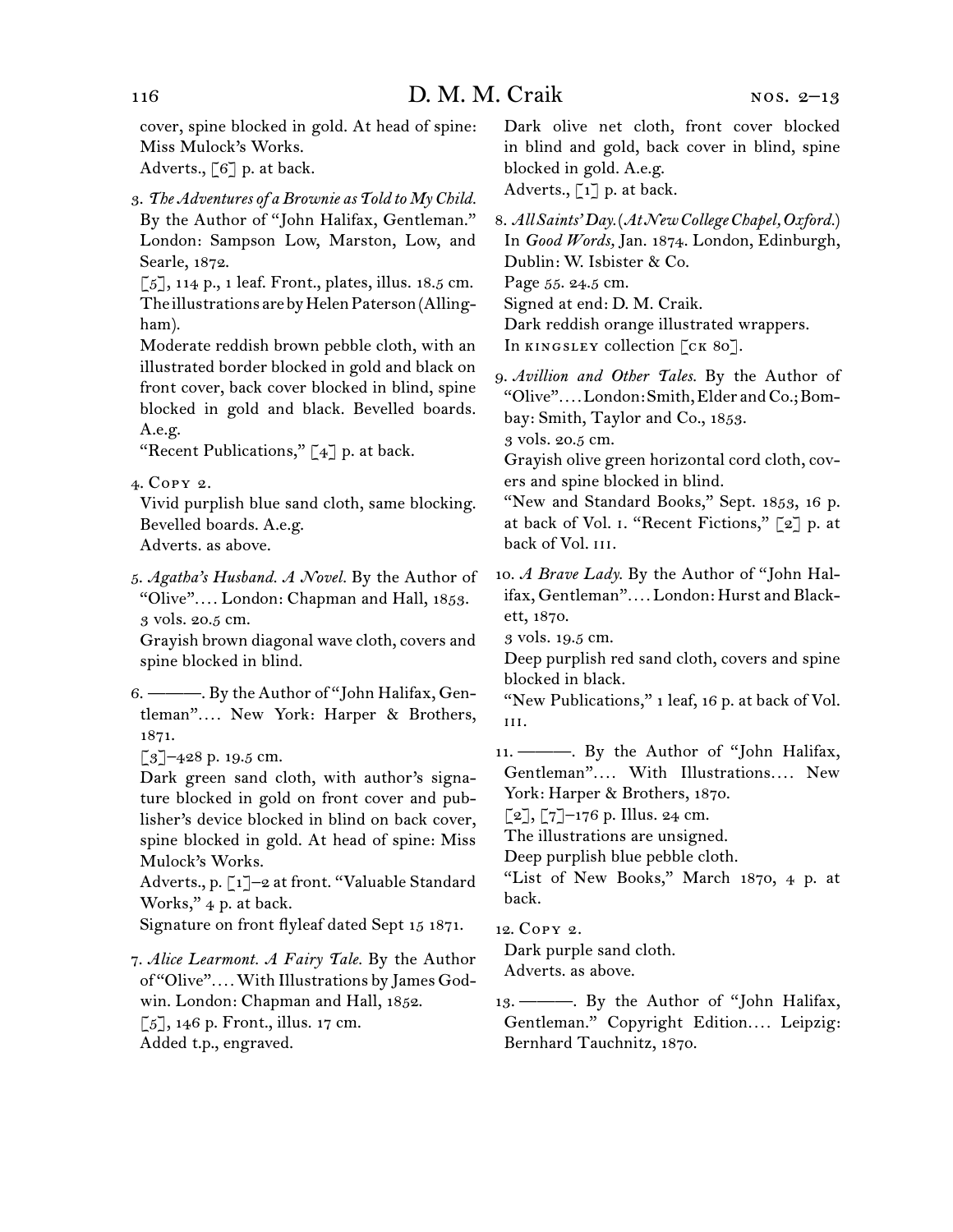cover, spine blocked in gold. At head of spine: Miss Mulock's Works.
Adverts., [6] p. at back.

3. *The Adventures of a Brownie as Told to My Child.* By the Author of "John Halifax, Gentleman." London: Sampson Low, Marston, Low, and Searle, 1872.
[5], 114 p., 1 leaf. Front., plates, illus. 18.5 cm.
The illustrations are by Helen Paterson (Allingham).
Moderate reddish brown pebble cloth, with an illustrated border blocked in gold and black on front cover, back cover blocked in blind, spine blocked in gold and black. Bevelled boards. A.e.g.
"Recent Publications," [4] p. at back.

4. Copy 2.
Vivid purplish blue sand cloth, same blocking. Bevelled boards. A.e.g.
Adverts. as above.

5. *Agatha's Husband. A Novel.* By the Author of "Olive".... London: Chapman and Hall, 1853.
3 vols. 20.5 cm.
Grayish brown diagonal wave cloth, covers and spine blocked in blind.

6. ———. By the Author of "John Halifax, Gentleman".... New York: Harper & Brothers, 1871.
[3]–428 p. 19.5 cm.
Dark green sand cloth, with author's signature blocked in gold on front cover and publisher's device blocked in blind on back cover, spine blocked in gold. At head of spine: Miss Mulock's Works.
Adverts., p. [1]–2 at front. "Valuable Standard Works," 4 p. at back.
Signature on front flyleaf dated Sept 15 1871.

7. *Alice Learmont. A Fairy Tale.* By the Author of "Olive".... With Illustrations by James Godwin. London: Chapman and Hall, 1852.
[5], 146 p. Front., illus. 17 cm.
Added t.p., engraved.
Dark olive net cloth, front cover blocked in blind and gold, back cover in blind, spine blocked in gold. A.e.g.
Adverts., [1] p. at back.

8. *All Saints' Day.* (*At New College Chapel, Oxford.*) In *Good Words,* Jan. 1874. London, Edinburgh, Dublin: W. Isbister & Co.
Page 55. 24.5 cm.
Signed at end: D. M. Craik.
Dark reddish orange illustrated wrappers.
In Kingsley collection [CK 80].

9. *Avillion and Other Tales.* By the Author of "Olive".... London: Smith, Elder and Co.; Bombay: Smith, Taylor and Co., 1853.
3 vols. 20.5 cm.
Grayish olive green horizontal cord cloth, covers and spine blocked in blind.
"New and Standard Books," Sept. 1853, 16 p. at back of Vol. I. "Recent Fictions," [2] p. at back of Vol. III.

10. *A Brave Lady.* By the Author of "John Halifax, Gentleman".... London: Hurst and Blackett, 1870.
3 vols. 19.5 cm.
Deep purplish red sand cloth, covers and spine blocked in black.
"New Publications," 1 leaf, 16 p. at back of Vol. III.

11. ———. By the Author of "John Halifax, Gentleman".... With Illustrations.... New York: Harper & Brothers, 1870.
[2], [7]–176 p. Illus. 24 cm.
The illustrations are unsigned.
Deep purplish blue pebble cloth.
"List of New Books," March 1870, 4 p. at back.

12. Copy 2.
Dark purple sand cloth.
Adverts. as above.

13. ———. By the Author of "John Halifax, Gentleman." Copyright Edition.... Leipzig: Bernhard Tauchnitz, 1870.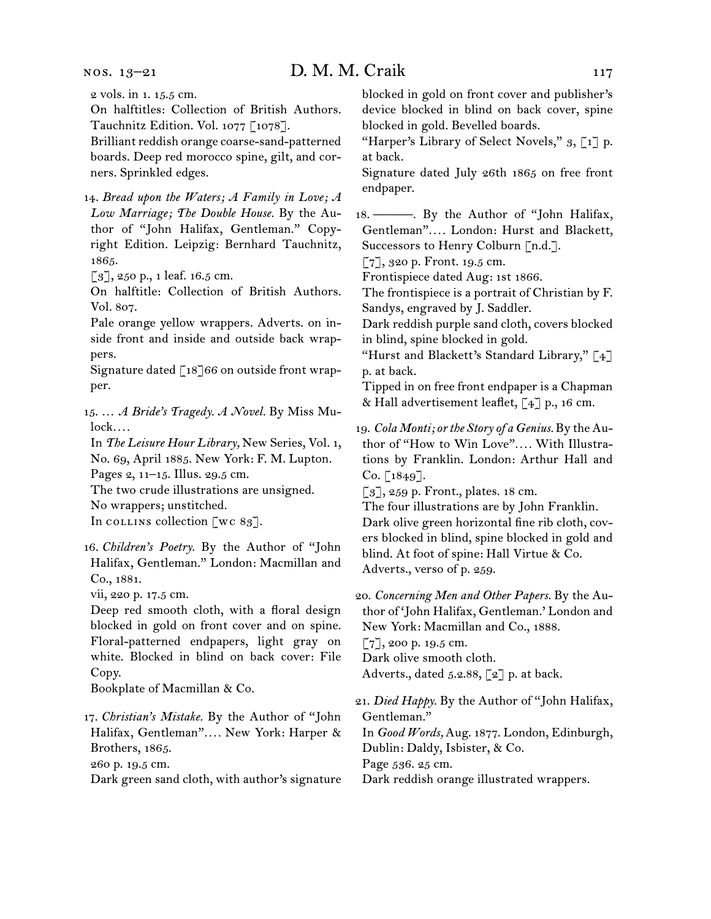2 vols. in 1. 15.5 cm.
On halftitles: Collection of British Authors. Tauchnitz Edition. Vol. 1077 [1078].
Brilliant reddish orange coarse-sand-patterned boards. Deep red morocco spine, gilt, and corners. Sprinkled edges.

14. *Bread upon the Waters; A Family in Love; A Low Marriage; The Double House.* By the Author of "John Halifax, Gentleman." Copyright Edition. Leipzig: Bernhard Tauchnitz, 1865.
[3], 250 p., 1 leaf. 16.5 cm.
On halftitle: Collection of British Authors. Vol. 807.
Pale orange yellow wrappers. Adverts. on inside front and inside and outside back wrappers.
Signature dated [18]66 on outside front wrapper.

15. … *A Bride's Tragedy. A Novel.* By Miss Mulock….
In *The Leisure Hour Library,* New Series, Vol. 1, No. 69, April 1885. New York: F. M. Lupton.
Pages 2, 11–15. Illus. 29.5 cm.
The two crude illustrations are unsigned.
No wrappers; unstitched.
In COLLINS collection [WC 83].

16. *Children's Poetry.* By the Author of "John Halifax, Gentleman." London: Macmillan and Co., 1881.
vii, 220 p. 17.5 cm.
Deep red smooth cloth, with a floral design blocked in gold on front cover and on spine. Floral-patterned endpapers, light gray on white. Blocked in blind on back cover: File Copy.
Bookplate of Macmillan & Co.

17. *Christian's Mistake.* By the Author of "John Halifax, Gentleman"…. New York: Harper & Brothers, 1865.
260 p. 19.5 cm.
Dark green sand cloth, with author's signature blocked in gold on front cover and publisher's device blocked in blind on back cover, spine blocked in gold. Bevelled boards.
"Harper's Library of Select Novels," 3, [1] p. at back.
Signature dated July 26th 1865 on free front endpaper.

18. ———. By the Author of "John Halifax, Gentleman"…. London: Hurst and Blackett, Successors to Henry Colburn [n.d.].
[7], 320 p. Front. 19.5 cm.
Frontispiece dated Aug: 1st 1866.
The frontispiece is a portrait of Christian by F. Sandys, engraved by J. Saddler.
Dark reddish purple sand cloth, covers blocked in blind, spine blocked in gold.
"Hurst and Blackett's Standard Library," [4] p. at back.
Tipped in on free front endpaper is a Chapman & Hall advertisement leaflet, [4] p., 16 cm.

19. *Cola Monti; or the Story of a Genius.* By the Author of "How to Win Love"…. With Illustrations by Franklin. London: Arthur Hall and Co. [1849].
[3], 259 p. Front., plates. 18 cm.
The four illustrations are by John Franklin.
Dark olive green horizontal fine rib cloth, covers blocked in blind, spine blocked in gold and blind. At foot of spine: Hall Virtue & Co.
Adverts., verso of p. 259.

20. *Concerning Men and Other Papers.* By the Author of 'John Halifax, Gentleman.' London and New York: Macmillan and Co., 1888.
[7], 200 p. 19.5 cm.
Dark olive smooth cloth.
Adverts., dated 5.2.88, [2] p. at back.

21. *Died Happy.* By the Author of "John Halifax, Gentleman."
In *Good Words,* Aug. 1877. London, Edinburgh, Dublin: Daldy, Isbister, & Co.
Page 536. 25 cm.
Dark reddish orange illustrated wrappers.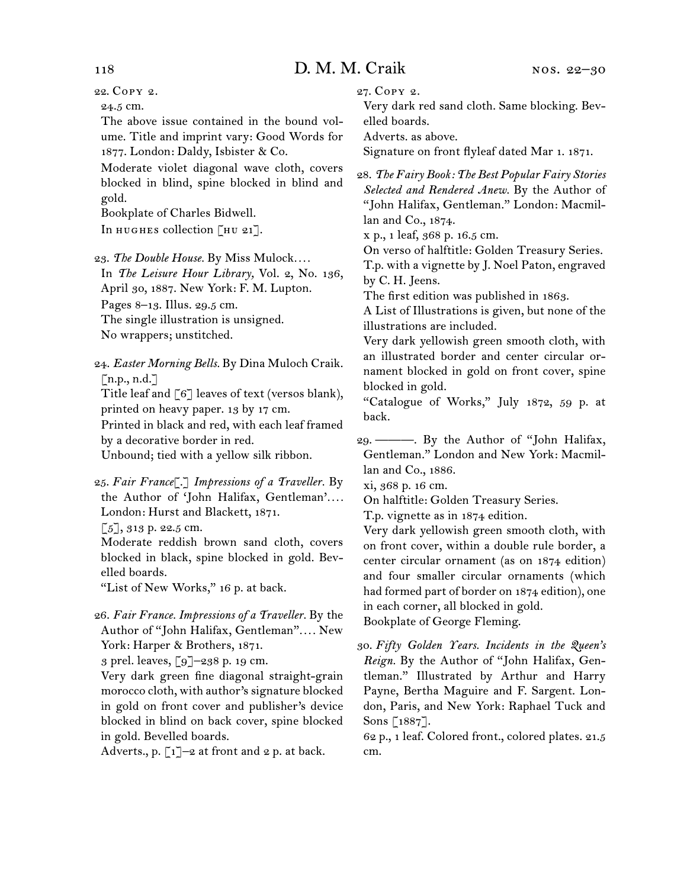22. Copy 2.

24.5 cm.

The above issue contained in the bound volume. Title and imprint vary: Good Words for 1877. London: Daldy, Isbister & Co.

Moderate violet diagonal wave cloth, covers blocked in blind, spine blocked in blind and gold.

Bookplate of Charles Bidwell.

In hughes collection [hu 21].

23. *The Double House.* By Miss Mulock....

In *The Leisure Hour Library,* Vol. 2, No. 136, April 30, 1887. New York: F. M. Lupton.

Pages 8–13. Illus. 29.5 cm.

The single illustration is unsigned.

No wrappers; unstitched.

24. *Easter Morning Bells.* By Dina Muloch Craik. [n.p., n.d.]

Title leaf and [6] leaves of text (versos blank), printed on heavy paper. 13 by 17 cm.

Printed in black and red, with each leaf framed by a decorative border in red.

Unbound; tied with a yellow silk ribbon.

25. *Fair France*[.] *Impressions of a Traveller.* By the Author of 'John Halifax, Gentleman'.... London: Hurst and Blackett, 1871.

[5], 313 p. 22.5 cm.

Moderate reddish brown sand cloth, covers blocked in black, spine blocked in gold. Bevelled boards.

"List of New Works," 16 p. at back.

26. *Fair France. Impressions of a Traveller.* By the Author of "John Halifax, Gentleman".... New York: Harper & Brothers, 1871.

3 prel. leaves, [9]–238 p. 19 cm.

Very dark green fine diagonal straight-grain morocco cloth, with author's signature blocked in gold on front cover and publisher's device blocked in blind on back cover, spine blocked in gold. Bevelled boards.

Adverts., p. [1]–2 at front and 2 p. at back.

27. Copy 2.

Very dark red sand cloth. Same blocking. Bevelled boards.

Adverts. as above.

Signature on front flyleaf dated Mar 1. 1871.

28. *The Fairy Book: The Best Popular Fairy Stories Selected and Rendered Anew.* By the Author of "John Halifax, Gentleman." London: Macmillan and Co., 1874.

x p., 1 leaf, 368 p. 16.5 cm.

On verso of halftitle: Golden Treasury Series.

T.p. with a vignette by J. Noel Paton, engraved by C. H. Jeens.

The first edition was published in 1863.

A List of Illustrations is given, but none of the illustrations are included.

Very dark yellowish green smooth cloth, with an illustrated border and center circular ornament blocked in gold on front cover, spine blocked in gold.

"Catalogue of Works," July 1872, 59 p. at back.

29. ———. By the Author of "John Halifax, Gentleman." London and New York: Macmillan and Co., 1886.

xi, 368 p. 16 cm.

On halftitle: Golden Treasury Series.

T.p. vignette as in 1874 edition.

Very dark yellowish green smooth cloth, with on front cover, within a double rule border, a center circular ornament (as on 1874 edition) and four smaller circular ornaments (which had formed part of border on 1874 edition), one in each corner, all blocked in gold.

Bookplate of George Fleming.

30. *Fifty Golden Years. Incidents in the Queen's Reign.* By the Author of "John Halifax, Gentleman." Illustrated by Arthur and Harry Payne, Bertha Maguire and F. Sargent. London, Paris, and New York: Raphael Tuck and Sons [1887].

62 p., 1 leaf. Colored front., colored plates. 21.5 cm.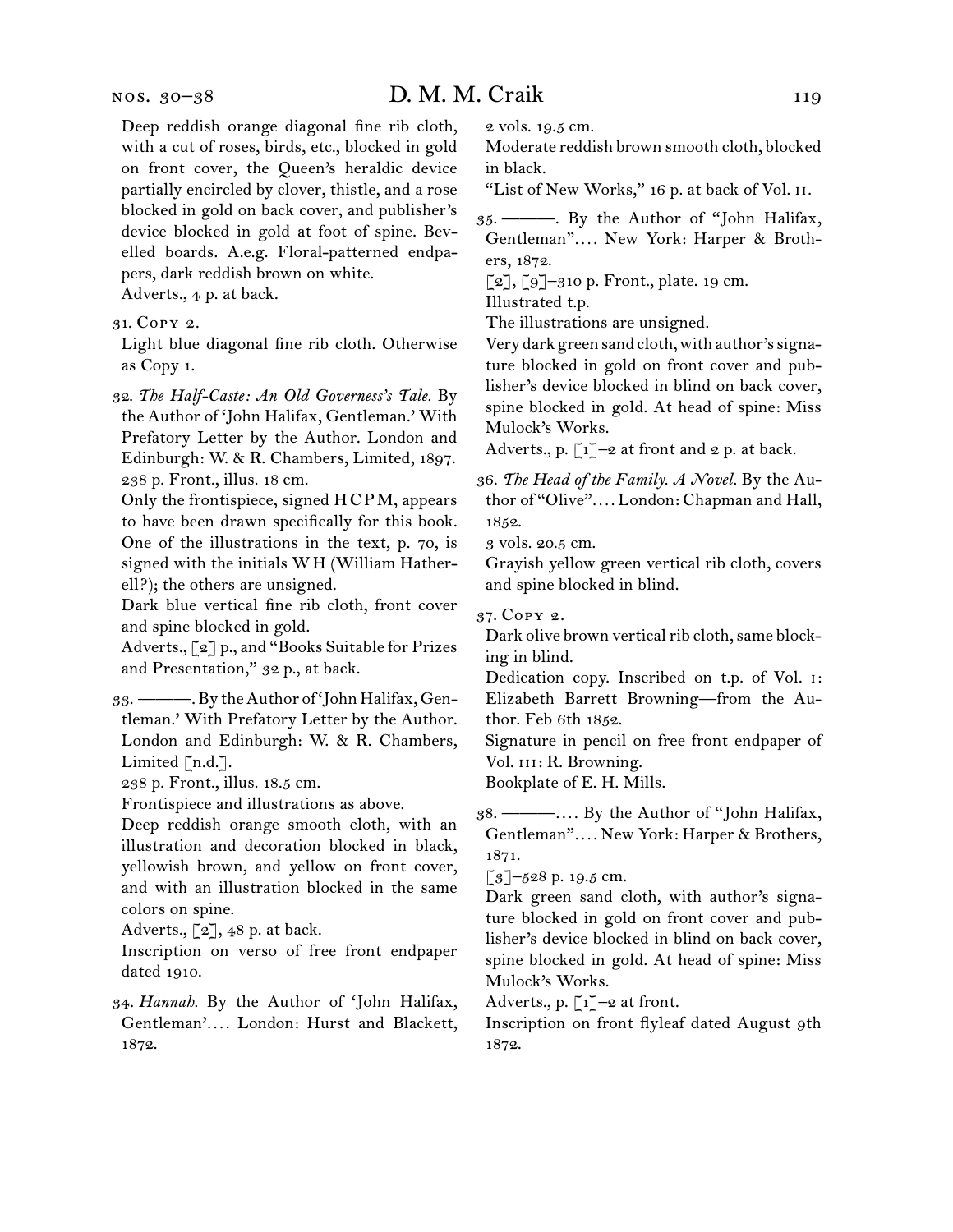Deep reddish orange diagonal fine rib cloth, with a cut of roses, birds, etc., blocked in gold on front cover, the Queen's heraldic device partially encircled by clover, thistle, and a rose blocked in gold on back cover, and publisher's device blocked in gold at foot of spine. Bevelled boards. A.e.g. Floral-patterned endpapers, dark reddish brown on white.
Adverts., 4 p. at back.

31. Copy 2.
Light blue diagonal fine rib cloth. Otherwise as Copy 1.

32. *The Half-Caste: An Old Governess's Tale.* By the Author of 'John Halifax, Gentleman.' With Prefatory Letter by the Author. London and Edinburgh: W. & R. Chambers, Limited, 1897.
238 p. Front., illus. 18 cm.
Only the frontispiece, signed H C P M, appears to have been drawn specifically for this book. One of the illustrations in the text, p. 70, is signed with the initials W H (William Hatherell?); the others are unsigned.
Dark blue vertical fine rib cloth, front cover and spine blocked in gold.
Adverts., [2] p., and "Books Suitable for Prizes and Presentation," 32 p., at back.

33. ———. By the Author of 'John Halifax, Gentleman.' With Prefatory Letter by the Author. London and Edinburgh: W. & R. Chambers, Limited [n.d.].
238 p. Front., illus. 18.5 cm.
Frontispiece and illustrations as above.
Deep reddish orange smooth cloth, with an illustration and decoration blocked in black, yellowish brown, and yellow on front cover, and with an illustration blocked in the same colors on spine.
Adverts., [2], 48 p. at back.
Inscription on verso of free front endpaper dated 1910.

34. *Hannah.* By the Author of 'John Halifax, Gentleman'.... London: Hurst and Blackett, 1872.
2 vols. 19.5 cm.
Moderate reddish brown smooth cloth, blocked in black.
"List of New Works," 16 p. at back of Vol. II.

35. ———. By the Author of "John Halifax, Gentleman".... New York: Harper & Brothers, 1872.
[2], [9]–310 p. Front., plate. 19 cm.
Illustrated t.p.
The illustrations are unsigned.
Very dark green sand cloth, with author's signature blocked in gold on front cover and publisher's device blocked in blind on back cover, spine blocked in gold. At head of spine: Miss Mulock's Works.
Adverts., p. [1]–2 at front and 2 p. at back.

36. *The Head of the Family. A Novel.* By the Author of "Olive".... London: Chapman and Hall, 1852.
3 vols. 20.5 cm.
Grayish yellow green vertical rib cloth, covers and spine blocked in blind.

37. Copy 2.
Dark olive brown vertical rib cloth, same blocking in blind.
Dedication copy. Inscribed on t.p. of Vol. I: Elizabeth Barrett Browning—from the Author. Feb 6th 1852.
Signature in pencil on free front endpaper of Vol. III: R. Browning.
Bookplate of E. H. Mills.

38. ———.... By the Author of "John Halifax, Gentleman".... New York: Harper & Brothers, 1871.
[3]–528 p. 19.5 cm.
Dark green sand cloth, with author's signature blocked in gold on front cover and publisher's device blocked in blind on back cover, spine blocked in gold. At head of spine: Miss Mulock's Works.
Adverts., p. [1]–2 at front.
Inscription on front flyleaf dated August 9th 1872.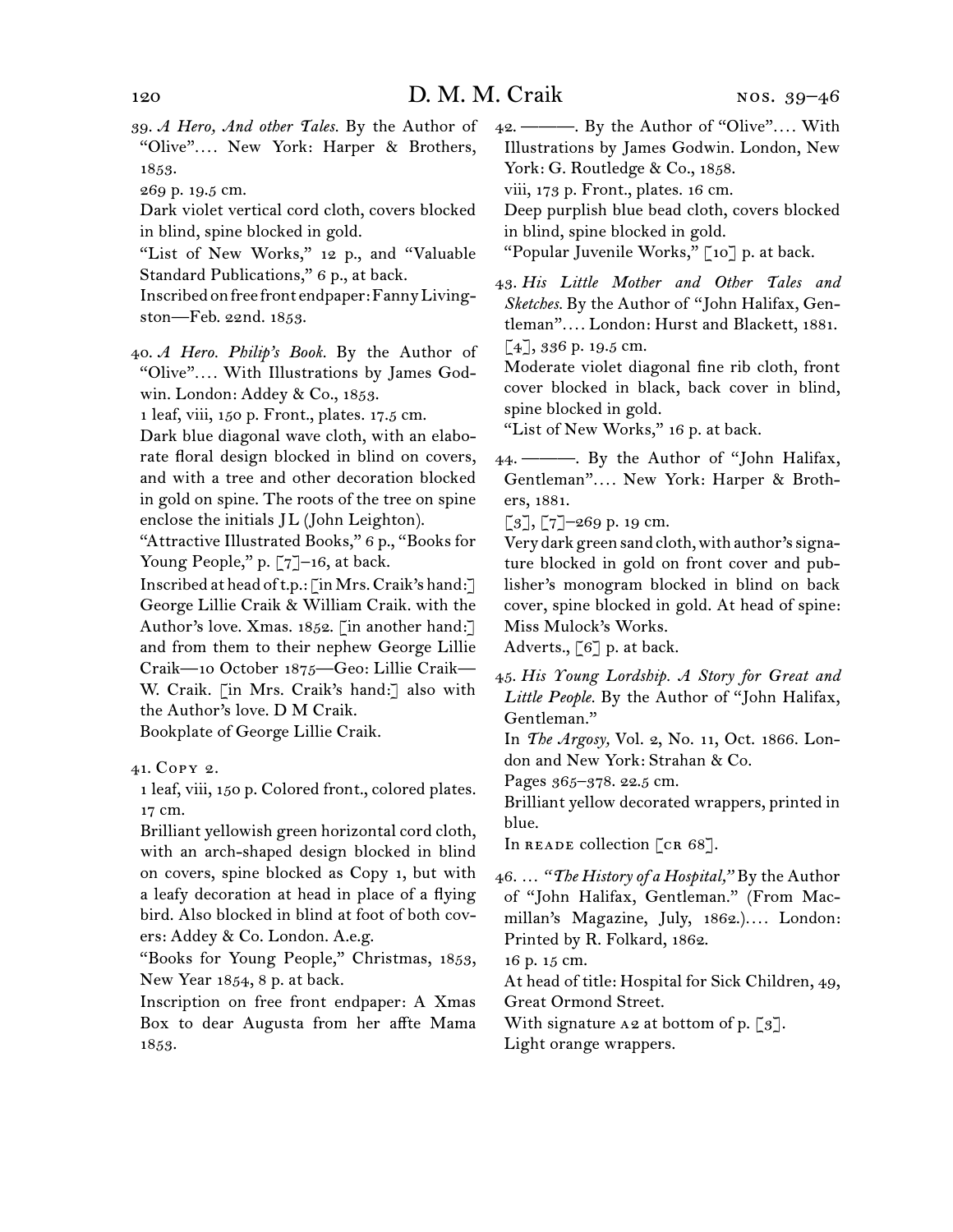39. *A Hero, And other Tales.* By the Author of "Olive".... New York: Harper & Brothers, 1853.
269 p. 19.5 cm.
Dark violet vertical cord cloth, covers blocked in blind, spine blocked in gold.
"List of New Works," 12 p., and "Valuable Standard Publications," 6 p., at back.
Inscribed on free front endpaper: Fanny Livingston—Feb. 22nd. 1853.

40. *A Hero. Philip's Book.* By the Author of "Olive".... With Illustrations by James Godwin. London: Addey & Co., 1853.
1 leaf, viii, 150 p. Front., plates. 17.5 cm.
Dark blue diagonal wave cloth, with an elaborate floral design blocked in blind on covers, and with a tree and other decoration blocked in gold on spine. The roots of the tree on spine enclose the initials JL (John Leighton).
"Attractive Illustrated Books," 6 p., "Books for Young People," p. [7]–16, at back.
Inscribed at head of t.p.: [in Mrs. Craik's hand:] George Lillie Craik & William Craik. with the Author's love. Xmas. 1852. [in another hand:] and from them to their nephew George Lillie Craik—10 October 1875—Geo: Lillie Craik—W. Craik. [in Mrs. Craik's hand:] also with the Author's love. D M Craik.
Bookplate of George Lillie Craik.

41. Copy 2.
1 leaf, viii, 150 p. Colored front., colored plates. 17 cm.
Brilliant yellowish green horizontal cord cloth, with an arch-shaped design blocked in blind on covers, spine blocked as Copy 1, but with a leafy decoration at head in place of a flying bird. Also blocked in blind at foot of both covers: Addey & Co. London. A.e.g.
"Books for Young People," Christmas, 1853, New Year 1854, 8 p. at back.
Inscription on free front endpaper: A Xmas Box to dear Augusta from her affte Mama 1853.

42. ———. By the Author of "Olive".... With Illustrations by James Godwin. London, New York: G. Routledge & Co., 1858.
viii, 173 p. Front., plates. 16 cm.
Deep purplish blue bead cloth, covers blocked in blind, spine blocked in gold.
"Popular Juvenile Works," [10] p. at back.

43. *His Little Mother and Other Tales and Sketches.* By the Author of "John Halifax, Gentleman".... London: Hurst and Blackett, 1881.
[4], 336 p. 19.5 cm.
Moderate violet diagonal fine rib cloth, front cover blocked in black, back cover in blind, spine blocked in gold.
"List of New Works," 16 p. at back.

44. ———. By the Author of "John Halifax, Gentleman".... New York: Harper & Brothers, 1881.
[3], [7]–269 p. 19 cm.
Very dark green sand cloth, with author's signature blocked in gold on front cover and publisher's monogram blocked in blind on back cover, spine blocked in gold. At head of spine: Miss Mulock's Works.
Adverts., [6] p. at back.

45. *His Young Lordship. A Story for Great and Little People.* By the Author of "John Halifax, Gentleman."
In *The Argosy,* Vol. 2, No. 11, Oct. 1866. London and New York: Strahan & Co.
Pages 365–378. 22.5 cm.
Brilliant yellow decorated wrappers, printed in blue.
In reade collection [cr 68].

46. ... *"The History of a Hospital,"* By the Author of "John Halifax, Gentleman." (From Macmillan's Magazine, July, 1862.).... London: Printed by R. Folkard, 1862.
16 p. 15 cm.
At head of title: Hospital for Sick Children, 49, Great Ormond Street.
With signature a2 at bottom of p. [3].
Light orange wrappers.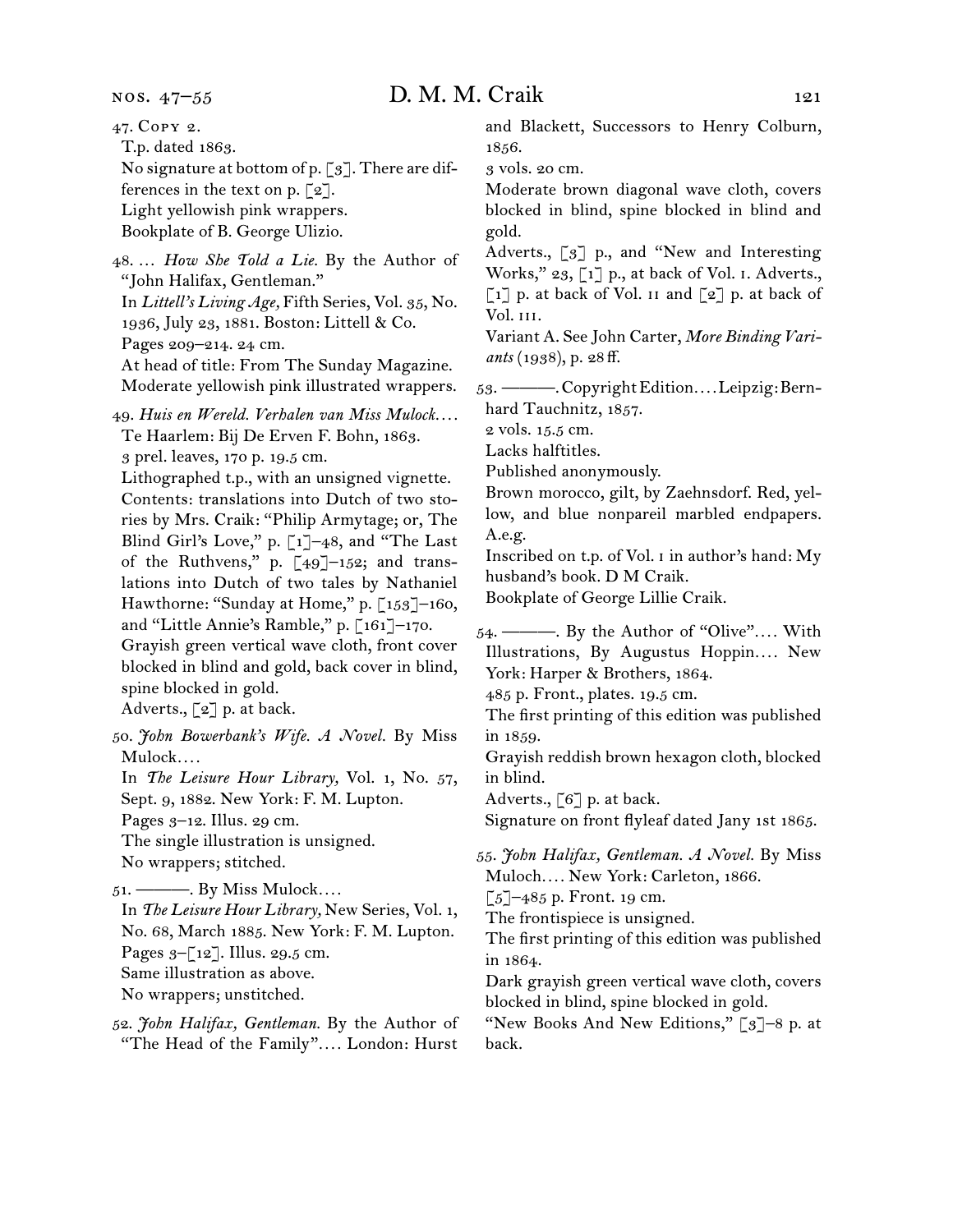47. Copy 2.
T.p. dated 1863.
No signature at bottom of p. [3]. There are differences in the text on p. [2].
Light yellowish pink wrappers.
Bookplate of B. George Ulizio.

48. … *How She Told a Lie.* By the Author of "John Halifax, Gentleman."
In *Littell's Living Age,* Fifth Series, Vol. 35, No. 1936, July 23, 1881. Boston: Littell & Co.
Pages 209–214. 24 cm.
At head of title: From The Sunday Magazine.
Moderate yellowish pink illustrated wrappers.

49. *Huis en Wereld. Verhalen van Miss Mulock.…* Te Haarlem: Bij De Erven F. Bohn, 1863.
3 prel. leaves, 170 p. 19.5 cm.
Lithographed t.p., with an unsigned vignette.
Contents: translations into Dutch of two stories by Mrs. Craik: "Philip Armytage; or, The Blind Girl's Love," p. [1]–48, and "The Last of the Ruthvens," p. [49]–152; and translations into Dutch of two tales by Nathaniel Hawthorne: "Sunday at Home," p. [153]–160, and "Little Annie's Ramble," p. [161]–170.
Grayish green vertical wave cloth, front cover blocked in blind and gold, back cover in blind, spine blocked in gold.
Adverts., [2] p. at back.

50. *John Bowerbank's Wife. A Novel.* By Miss Mulock.…
In *The Leisure Hour Library,* Vol. 1, No. 57, Sept. 9, 1882. New York: F. M. Lupton.
Pages 3–12. Illus. 29 cm.
The single illustration is unsigned.
No wrappers; stitched.

51. ———. By Miss Mulock.…
In *The Leisure Hour Library,* New Series, Vol. 1, No. 68, March 1885. New York: F. M. Lupton.
Pages 3–[12]. Illus. 29.5 cm.
Same illustration as above.
No wrappers; unstitched.

52. *John Halifax, Gentleman.* By the Author of "The Head of the Family".… London: Hurst and Blackett, Successors to Henry Colburn, 1856.
3 vols. 20 cm.
Moderate brown diagonal wave cloth, covers blocked in blind, spine blocked in blind and gold.
Adverts., [3] p., and "New and Interesting Works," 23, [1] p., at back of Vol. i. Adverts., [1] p. at back of Vol. ii and [2] p. at back of Vol. iii.
Variant A. See John Carter, *More Binding Variants* (1938), p. 28 ff.

53. ———. Copyright Edition.… Leipzig: Bernhard Tauchnitz, 1857.
2 vols. 15.5 cm.
Lacks halftitles.
Published anonymously.
Brown morocco, gilt, by Zaehnsdorf. Red, yellow, and blue nonpareil marbled endpapers. A.e.g.
Inscribed on t.p. of Vol. i in author's hand: My husband's book. D M Craik.
Bookplate of George Lillie Craik.

54. ———. By the Author of "Olive".… With Illustrations, By Augustus Hoppin.… New York: Harper & Brothers, 1864.
485 p. Front., plates. 19.5 cm.
The first printing of this edition was published in 1859.
Grayish reddish brown hexagon cloth, blocked in blind.
Adverts., [6] p. at back.
Signature on front flyleaf dated Jany 1st 1865.

55. *John Halifax, Gentleman. A Novel.* By Miss Muloch.… New York: Carleton, 1866.
[5]–485 p. Front. 19 cm.
The frontispiece is unsigned.
The first printing of this edition was published in 1864.
Dark grayish green vertical wave cloth, covers blocked in blind, spine blocked in gold.
"New Books And New Editions," [3]–8 p. at back.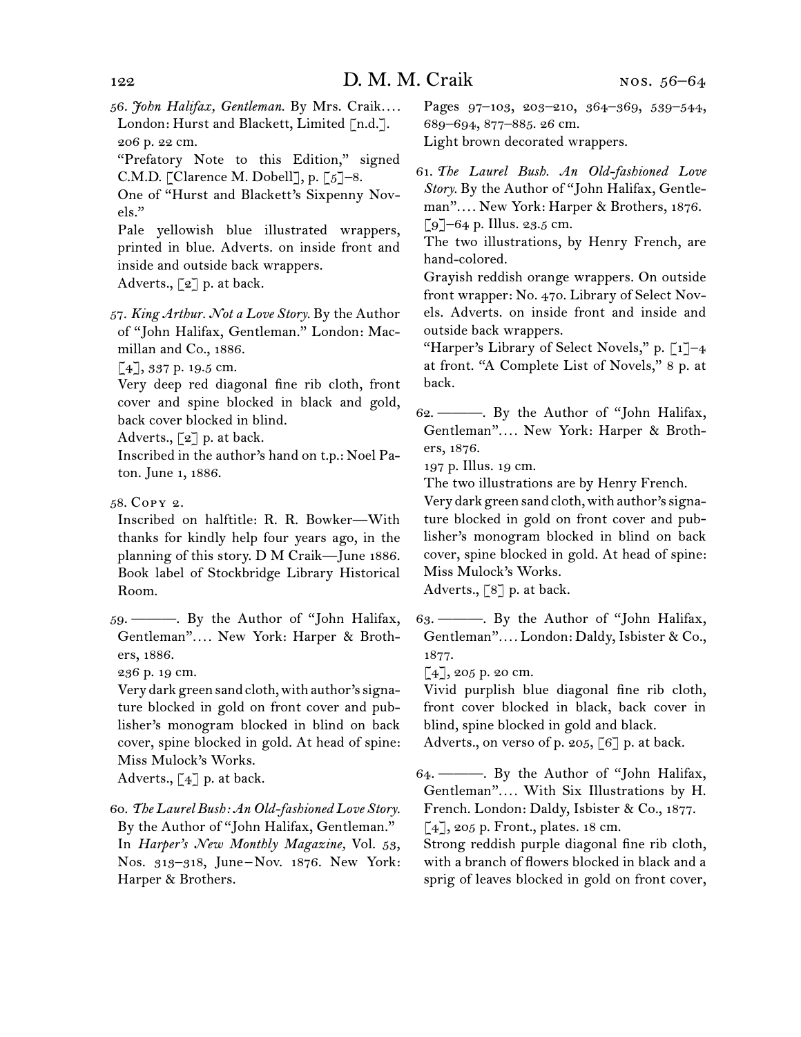56. *John Halifax, Gentleman.* By Mrs. Craik.... London: Hurst and Blackett, Limited [n.d.].
206 p. 22 cm.
"Prefatory Note to this Edition," signed C.M.D. [Clarence M. Dobell], p. [5]–8.
One of "Hurst and Blackett's Sixpenny Novels."
Pale yellowish blue illustrated wrappers, printed in blue. Adverts. on inside front and inside and outside back wrappers.
Adverts., [2] p. at back.

57. *King Arthur. Not a Love Story.* By the Author of "John Halifax, Gentleman." London: Macmillan and Co., 1886.
[4], 337 p. 19.5 cm.
Very deep red diagonal fine rib cloth, front cover and spine blocked in black and gold, back cover blocked in blind.
Adverts., [2] p. at back.
Inscribed in the author's hand on t.p.: Noel Paton. June 1, 1886.

58. Copy 2.
Inscribed on halftitle: R. R. Bowker—With thanks for kindly help four years ago, in the planning of this story. D M Craik—June 1886.
Book label of Stockbridge Library Historical Room.

59. ———. By the Author of "John Halifax, Gentleman".... New York: Harper & Brothers, 1886.
236 p. 19 cm.
Very dark green sand cloth, with author's signature blocked in gold on front cover and publisher's monogram blocked in blind on back cover, spine blocked in gold. At head of spine: Miss Mulock's Works.
Adverts., [4] p. at back.

60. *The Laurel Bush: An Old-fashioned Love Story.* By the Author of "John Halifax, Gentleman." In *Harper's New Monthly Magazine,* Vol. 53, Nos. 313–318, June–Nov. 1876. New York: Harper & Brothers.
Pages 97–103, 203–210, 364–369, 539–544, 689–694, 877–885. 26 cm.
Light brown decorated wrappers.

61. *The Laurel Bush. An Old-fashioned Love Story.* By the Author of "John Halifax, Gentleman".... New York: Harper & Brothers, 1876.
[9]–64 p. Illus. 23.5 cm.
The two illustrations, by Henry French, are hand-colored.
Grayish reddish orange wrappers. On outside front wrapper: No. 470. Library of Select Novels. Adverts. on inside front and inside and outside back wrappers.
"Harper's Library of Select Novels," p. [1]–4 at front. "A Complete List of Novels," 8 p. at back.

62. ———. By the Author of "John Halifax, Gentleman".... New York: Harper & Brothers, 1876.
197 p. Illus. 19 cm.
The two illustrations are by Henry French.
Very dark green sand cloth, with author's signature blocked in gold on front cover and publisher's monogram blocked in blind on back cover, spine blocked in gold. At head of spine: Miss Mulock's Works.
Adverts., [8] p. at back.

63. ———. By the Author of "John Halifax, Gentleman".... London: Daldy, Isbister & Co., 1877.
[4], 205 p. 20 cm.
Vivid purplish blue diagonal fine rib cloth, front cover blocked in black, back cover in blind, spine blocked in gold and black.
Adverts., on verso of p. 205, [6] p. at back.

64. ———. By the Author of "John Halifax, Gentleman".... With Six Illustrations by H. French. London: Daldy, Isbister & Co., 1877.
[4], 205 p. Front., plates. 18 cm.
Strong reddish purple diagonal fine rib cloth, with a branch of flowers blocked in black and a sprig of leaves blocked in gold on front cover,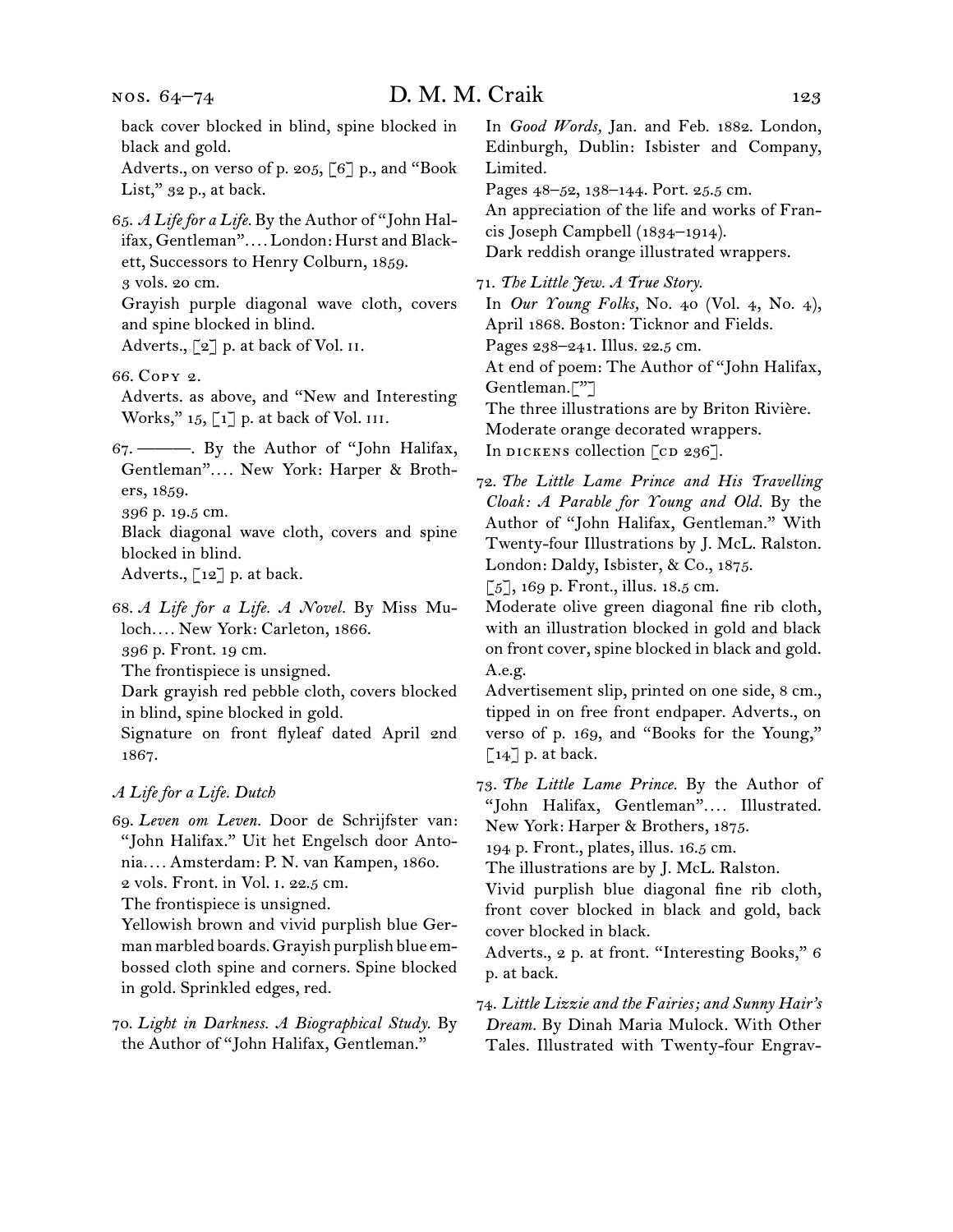back cover blocked in blind, spine blocked in black and gold.
Adverts., on verso of p. 205, [6] p., and "Book List," 32 p., at back.

65. *A Life for a Life.* By the Author of "John Halifax, Gentleman". . . . London: Hurst and Blackett, Successors to Henry Colburn, 1859.
3 vols. 20 cm.
Grayish purple diagonal wave cloth, covers and spine blocked in blind.
Adverts., [2] p. at back of Vol. ii.

66. Copy 2.
Adverts. as above, and "New and Interesting Works," 15, [1] p. at back of Vol. iii.

67. ———. By the Author of "John Halifax, Gentleman". . . . New York: Harper & Brothers, 1859.
396 p. 19.5 cm.
Black diagonal wave cloth, covers and spine blocked in blind.
Adverts., [12] p. at back.

68. *A Life for a Life. A Novel.* By Miss Muloch. . . . New York: Carleton, 1866.
396 p. Front. 19 cm.
The frontispiece is unsigned.
Dark grayish red pebble cloth, covers blocked in blind, spine blocked in gold.
Signature on front flyleaf dated April 2nd 1867.

*A Life for a Life. Dutch*

69. *Leven om Leven.* Door de Schrijfster van: "John Halifax." Uit het Engelsch door Antonia. . . . Amsterdam: P. N. van Kampen, 1860.
2 vols. Front. in Vol. i. 22.5 cm.
The frontispiece is unsigned.
Yellowish brown and vivid purplish blue German marbled boards. Grayish purplish blue embossed cloth spine and corners. Spine blocked in gold. Sprinkled edges, red.

70. *Light in Darkness. A Biographical Study.* By the Author of "John Halifax, Gentleman."
In *Good Words,* Jan. and Feb. 1882. London, Edinburgh, Dublin: Isbister and Company, Limited.
Pages 48–52, 138–144. Port. 25.5 cm.
An appreciation of the life and works of Francis Joseph Campbell (1834–1914).
Dark reddish orange illustrated wrappers.

71. *The Little Jew. A True Story.*
In *Our Young Folks,* No. 40 (Vol. 4, No. 4), April 1868. Boston: Ticknor and Fields.
Pages 238–241. Illus. 22.5 cm.
At end of poem: The Author of "John Halifax, Gentleman.["]
The three illustrations are by Briton Rivière.
Moderate orange decorated wrappers.
In dickens collection [cd 236].

72. *The Little Lame Prince and His Travelling Cloak: A Parable for Young and Old.* By the Author of "John Halifax, Gentleman." With Twenty-four Illustrations by J. McL. Ralston. London: Daldy, Isbister, & Co., 1875.
[5], 169 p. Front., illus. 18.5 cm.
Moderate olive green diagonal fine rib cloth, with an illustration blocked in gold and black on front cover, spine blocked in black and gold. A.e.g.
Advertisement slip, printed on one side, 8 cm., tipped in on free front endpaper. Adverts., on verso of p. 169, and "Books for the Young," [14] p. at back.

73. *The Little Lame Prince.* By the Author of "John Halifax, Gentleman". . . . Illustrated. New York: Harper & Brothers, 1875.
194 p. Front., plates, illus. 16.5 cm.
The illustrations are by J. McL. Ralston.
Vivid purplish blue diagonal fine rib cloth, front cover blocked in black and gold, back cover blocked in black.
Adverts., 2 p. at front. "Interesting Books," 6 p. at back.

74. *Little Lizzie and the Fairies; and Sunny Hair's Dream.* By Dinah Maria Mulock. With Other Tales. Illustrated with Twenty-four Engrav-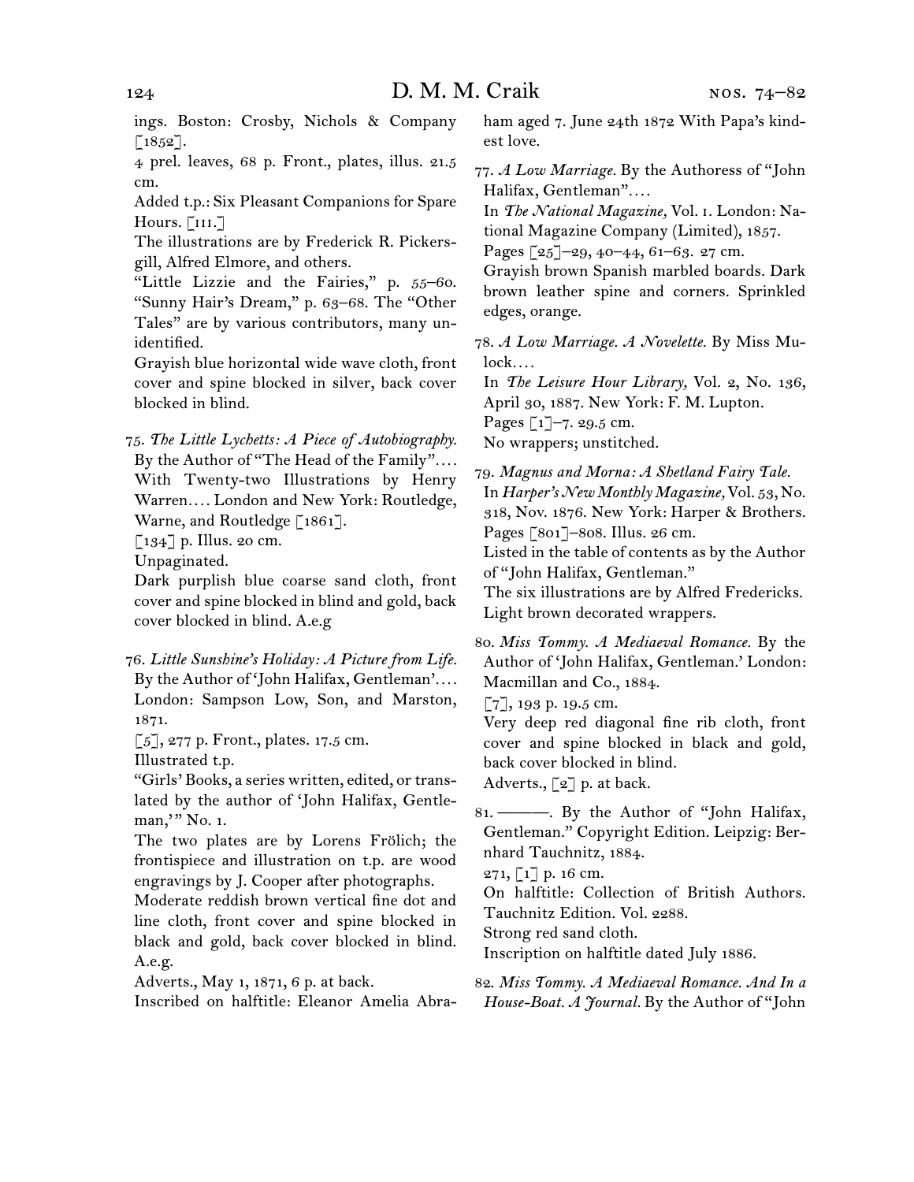ings. Boston: Crosby, Nichols & Company [1852].

4 prel. leaves, 68 p. Front., plates, illus. 21.5 cm.

Added t.p.: Six Pleasant Companions for Spare Hours. [III.]

The illustrations are by Frederick R. Pickersgill, Alfred Elmore, and others.

"Little Lizzie and the Fairies," p. 55–60. "Sunny Hair's Dream," p. 63–68. The "Other Tales" are by various contributors, many unidentified.

Grayish blue horizontal wide wave cloth, front cover and spine blocked in silver, back cover blocked in blind.

75. *The Little Lychetts: A Piece of Autobiography.* By the Author of "The Head of the Family"…. With Twenty-two Illustrations by Henry Warren…. London and New York: Routledge, Warne, and Routledge [1861].

[134] p. Illus. 20 cm.

Unpaginated.

Dark purplish blue coarse sand cloth, front cover and spine blocked in blind and gold, back cover blocked in blind. A.e.g

76. *Little Sunshine's Holiday: A Picture from Life.* By the Author of 'John Halifax, Gentleman'…. London: Sampson Low, Son, and Marston, 1871.

[5], 277 p. Front., plates. 17.5 cm.

Illustrated t.p.

"Girls' Books, a series written, edited, or translated by the author of 'John Halifax, Gentleman,'" No. 1.

The two plates are by Lorens Frölich; the frontispiece and illustration on t.p. are wood engravings by J. Cooper after photographs.

Moderate reddish brown vertical fine dot and line cloth, front cover and spine blocked in black and gold, back cover blocked in blind. A.e.g.

Adverts., May 1, 1871, 6 p. at back.

Inscribed on halftitle: Eleanor Amelia Abraham aged 7. June 24th 1872 With Papa's kindest love.

77. *A Low Marriage.* By the Authoress of "John Halifax, Gentleman"….

In *The National Magazine,* Vol. I. London: National Magazine Company (Limited), 1857.

Pages [25]–29, 40–44, 61–63. 27 cm.

Grayish brown Spanish marbled boards. Dark brown leather spine and corners. Sprinkled edges, orange.

78. *A Low Marriage. A Novelette.* By Miss Mulock….

In *The Leisure Hour Library,* Vol. 2, No. 136, April 30, 1887. New York: F. M. Lupton.

Pages [1]–7. 29.5 cm.

No wrappers; unstitched.

79. *Magnus and Morna: A Shetland Fairy Tale.*

In *Harper's New Monthly Magazine,* Vol. 53, No. 318, Nov. 1876. New York: Harper & Brothers.

Pages [801]–808. Illus. 26 cm.

Listed in the table of contents as by the Author of "John Halifax, Gentleman."

The six illustrations are by Alfred Fredericks.

Light brown decorated wrappers.

80. *Miss Tommy. A Mediaeval Romance.* By the Author of 'John Halifax, Gentleman.' London: Macmillan and Co., 1884.

[7], 193 p. 19.5 cm.

Very deep red diagonal fine rib cloth, front cover and spine blocked in black and gold, back cover blocked in blind.

Adverts., [2] p. at back.

81. ———. By the Author of "John Halifax, Gentleman." Copyright Edition. Leipzig: Bernhard Tauchnitz, 1884.

271, [1] p. 16 cm.

On halftitle: Collection of British Authors. Tauchnitz Edition. Vol. 2288.

Strong red sand cloth.

Inscription on halftitle dated July 1886.

82. *Miss Tommy. A Mediaeval Romance. And In a House-Boat. A Journal.* By the Author of "John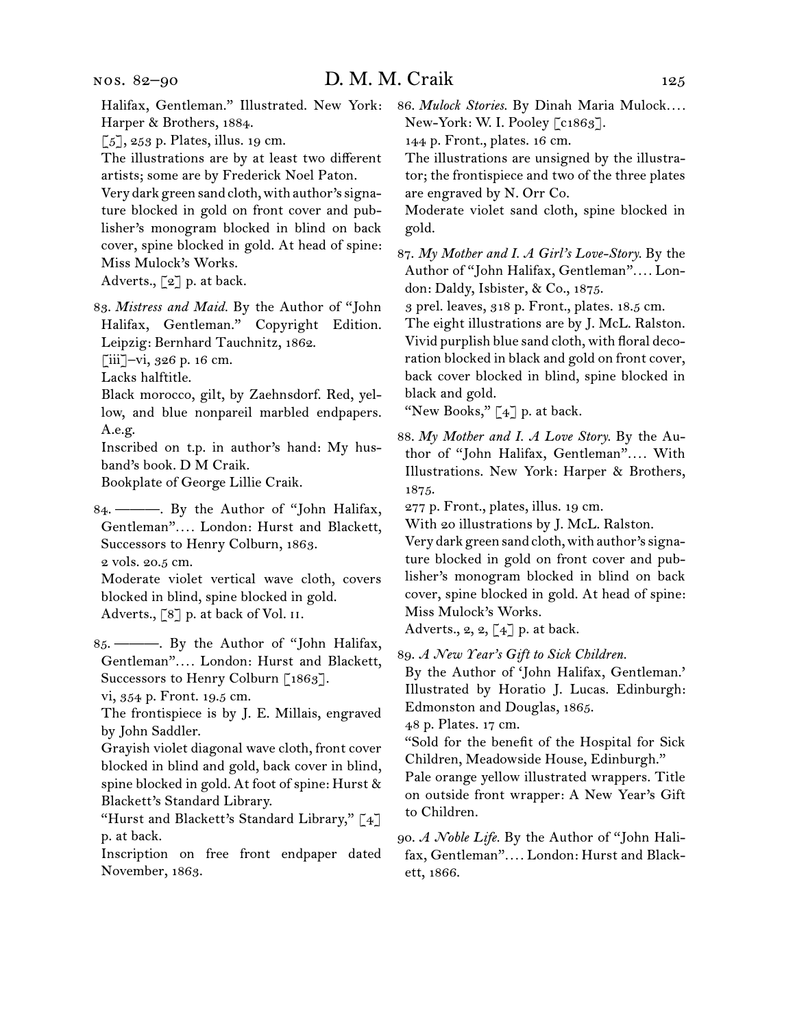Halifax, Gentleman." Illustrated. New York: Harper & Brothers, 1884.
[5], 253 p. Plates, illus. 19 cm.
The illustrations are by at least two different artists; some are by Frederick Noel Paton.
Very dark green sand cloth, with author's signature blocked in gold on front cover and publisher's monogram blocked in blind on back cover, spine blocked in gold. At head of spine: Miss Mulock's Works.
Adverts., [2] p. at back.

83. *Mistress and Maid.* By the Author of "John Halifax, Gentleman." Copyright Edition. Leipzig: Bernhard Tauchnitz, 1862.
[iii]–vi, 326 p. 16 cm.
Lacks halftitle.
Black morocco, gilt, by Zaehnsdorf. Red, yellow, and blue nonpareil marbled endpapers. A.e.g.
Inscribed on t.p. in author's hand: My husband's book. D M Craik.
Bookplate of George Lillie Craik.

84. ———. By the Author of "John Halifax, Gentleman".... London: Hurst and Blackett, Successors to Henry Colburn, 1863.
2 vols. 20.5 cm.
Moderate violet vertical wave cloth, covers blocked in blind, spine blocked in gold.
Adverts., [8] p. at back of Vol. II.

85. ———. By the Author of "John Halifax, Gentleman".... London: Hurst and Blackett, Successors to Henry Colburn [1863].
vi, 354 p. Front. 19.5 cm.
The frontispiece is by J. E. Millais, engraved by John Saddler.
Grayish violet diagonal wave cloth, front cover blocked in blind and gold, back cover in blind, spine blocked in gold. At foot of spine: Hurst & Blackett's Standard Library.
"Hurst and Blackett's Standard Library," [4] p. at back.
Inscription on free front endpaper dated November, 1863.

86. *Mulock Stories.* By Dinah Maria Mulock.... New-York: W. I. Pooley [c1863].
144 p. Front., plates. 16 cm.
The illustrations are unsigned by the illustrator; the frontispiece and two of the three plates are engraved by N. Orr Co.
Moderate violet sand cloth, spine blocked in gold.

87. *My Mother and I. A Girl's Love-Story.* By the Author of "John Halifax, Gentleman".... London: Daldy, Isbister, & Co., 1875.
3 prel. leaves, 318 p. Front., plates. 18.5 cm.
The eight illustrations are by J. McL. Ralston.
Vivid purplish blue sand cloth, with floral decoration blocked in black and gold on front cover, back cover blocked in blind, spine blocked in black and gold.
"New Books," [4] p. at back.

88. *My Mother and I. A Love Story.* By the Author of "John Halifax, Gentleman".... With Illustrations. New York: Harper & Brothers, 1875.
277 p. Front., plates, illus. 19 cm.
With 20 illustrations by J. McL. Ralston.
Very dark green sand cloth, with author's signature blocked in gold on front cover and publisher's monogram blocked in blind on back cover, spine blocked in gold. At head of spine: Miss Mulock's Works.
Adverts., 2, 2, [4] p. at back.

89. *A New Year's Gift to Sick Children.*
By the Author of 'John Halifax, Gentleman.' Illustrated by Horatio J. Lucas. Edinburgh: Edmonston and Douglas, 1865.
48 p. Plates. 17 cm.
"Sold for the benefit of the Hospital for Sick Children, Meadowside House, Edinburgh."
Pale orange yellow illustrated wrappers. Title on outside front wrapper: A New Year's Gift to Children.

90. *A Noble Life.* By the Author of "John Halifax, Gentleman".... London: Hurst and Blackett, 1866.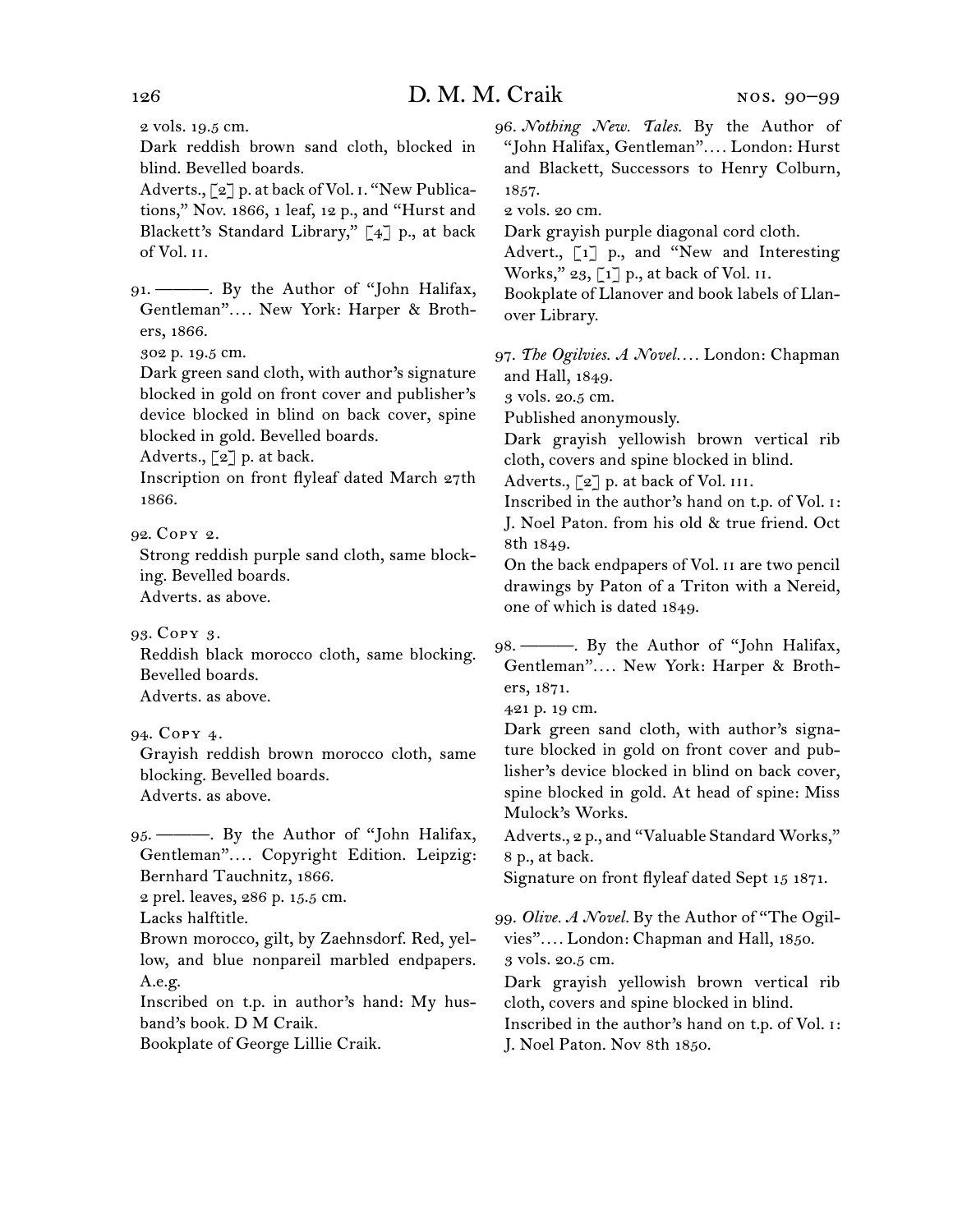2 vols. 19.5 cm.

Dark reddish brown sand cloth, blocked in blind. Bevelled boards.

Adverts., [2] p. at back of Vol. i. "New Publications," Nov. 1866, 1 leaf, 12 p., and "Hurst and Blackett's Standard Library," [4] p., at back of Vol. ii.

91. ———. By the Author of "John Halifax, Gentleman".... New York: Harper & Brothers, 1866.

302 p. 19.5 cm.

Dark green sand cloth, with author's signature blocked in gold on front cover and publisher's device blocked in blind on back cover, spine blocked in gold. Bevelled boards.

Adverts., [2] p. at back.

Inscription on front flyleaf dated March 27th 1866.

92. Copy 2.

Strong reddish purple sand cloth, same blocking. Bevelled boards.

Adverts. as above.

93. Copy 3.

Reddish black morocco cloth, same blocking. Bevelled boards.

Adverts. as above.

94. Copy 4.

Grayish reddish brown morocco cloth, same blocking. Bevelled boards.

Adverts. as above.

95. ———. By the Author of "John Halifax, Gentleman".... Copyright Edition. Leipzig: Bernhard Tauchnitz, 1866.

2 prel. leaves, 286 p. 15.5 cm.

Lacks halftitle.

Brown morocco, gilt, by Zaehnsdorf. Red, yellow, and blue nonpareil marbled endpapers. A.e.g.

Inscribed on t.p. in author's hand: My husband's book. D M Craik.

Bookplate of George Lillie Craik.

96. *Nothing New. Tales.* By the Author of "John Halifax, Gentleman".... London: Hurst and Blackett, Successors to Henry Colburn, 1857.

2 vols. 20 cm.

Dark grayish purple diagonal cord cloth.

Advert., [1] p., and "New and Interesting Works," 23, [1] p., at back of Vol. ii.

Bookplate of Llanover and book labels of Llanover Library.

97. *The Ogilvies. A Novel.*... London: Chapman and Hall, 1849.

3 vols. 20.5 cm.

Published anonymously.

Dark grayish yellowish brown vertical rib cloth, covers and spine blocked in blind.

Adverts., [2] p. at back of Vol. iii.

Inscribed in the author's hand on t.p. of Vol. i: J. Noel Paton. from his old & true friend. Oct 8th 1849.

On the back endpapers of Vol. ii are two pencil drawings by Paton of a Triton with a Nereid, one of which is dated 1849.

98. ———. By the Author of "John Halifax, Gentleman".... New York: Harper & Brothers, 1871.

421 p. 19 cm.

Dark green sand cloth, with author's signature blocked in gold on front cover and publisher's device blocked in blind on back cover, spine blocked in gold. At head of spine: Miss Mulock's Works.

Adverts., 2 p., and "Valuable Standard Works," 8 p., at back.

Signature on front flyleaf dated Sept 15 1871.

99. *Olive. A Novel.* By the Author of "The Ogilvies".... London: Chapman and Hall, 1850.

3 vols. 20.5 cm.

Dark grayish yellowish brown vertical rib cloth, covers and spine blocked in blind.

Inscribed in the author's hand on t.p. of Vol. i: J. Noel Paton. Nov 8th 1850.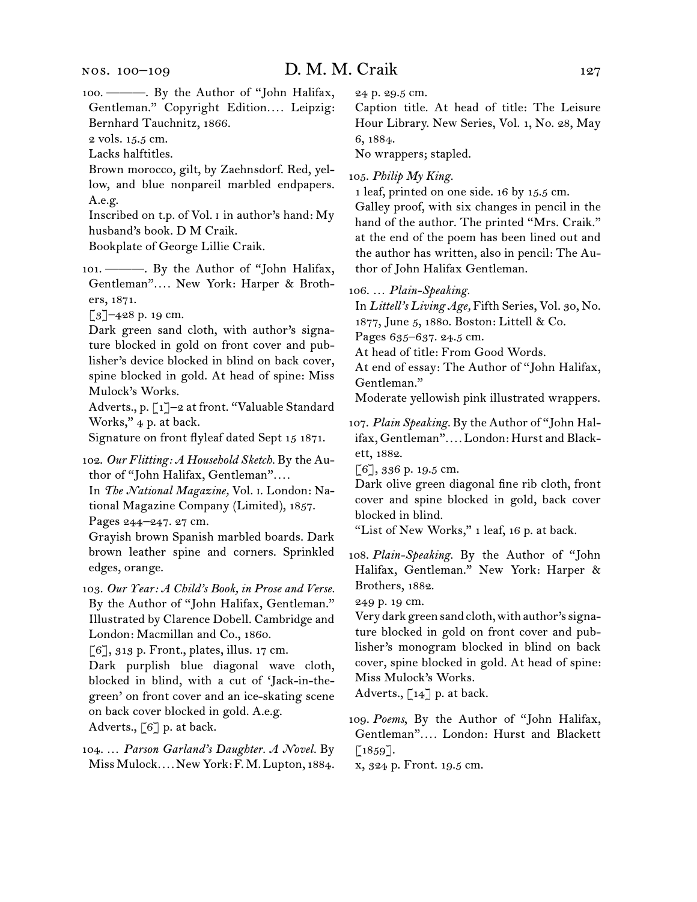100. ———. By the Author of "John Halifax, Gentleman." Copyright Edition.... Leipzig: Bernhard Tauchnitz, 1866.
2 vols. 15.5 cm.
Lacks halftitles.
Brown morocco, gilt, by Zaehnsdorf. Red, yellow, and blue nonpareil marbled endpapers. A.e.g.
Inscribed on t.p. of Vol. 1 in author's hand: My husband's book. D M Craik.
Bookplate of George Lillie Craik.

101. ———. By the Author of "John Halifax, Gentleman".... New York: Harper & Brothers, 1871.
[3]–428 p. 19 cm.
Dark green sand cloth, with author's signature blocked in gold on front cover and publisher's device blocked in blind on back cover, spine blocked in gold. At head of spine: Miss Mulock's Works.
Adverts., p. [1]–2 at front. "Valuable Standard Works," 4 p. at back.
Signature on front flyleaf dated Sept 15 1871.

102. *Our Flitting: A Household Sketch.* By the Author of "John Halifax, Gentleman"....
In *The National Magazine,* Vol. 1. London: National Magazine Company (Limited), 1857.
Pages 244–247. 27 cm.
Grayish brown Spanish marbled boards. Dark brown leather spine and corners. Sprinkled edges, orange.

103. *Our Year: A Child's Book, in Prose and Verse.* By the Author of "John Halifax, Gentleman." Illustrated by Clarence Dobell. Cambridge and London: Macmillan and Co., 1860.
[6], 313 p. Front., plates, illus. 17 cm.
Dark purplish blue diagonal wave cloth, blocked in blind, with a cut of 'Jack-in-the-green' on front cover and an ice-skating scene on back cover blocked in gold. A.e.g.
Adverts., [6] p. at back.

104. ... *Parson Garland's Daughter. A Novel.* By Miss Mulock.... New York: F. M. Lupton, 1884.
24 p. 29.5 cm.
Caption title. At head of title: The Leisure Hour Library. New Series, Vol. 1, No. 28, May 6, 1884.
No wrappers; stapled.

105. *Philip My King.*
1 leaf, printed on one side. 16 by 15.5 cm.
Galley proof, with six changes in pencil in the hand of the author. The printed "Mrs. Craik." at the end of the poem has been lined out and the author has written, also in pencil: The Author of John Halifax Gentleman.

106. ... *Plain-Speaking.*
In *Littell's Living Age,* Fifth Series, Vol. 30, No. 1877, June 5, 1880. Boston: Littell & Co.
Pages 635–637. 24.5 cm.
At head of title: From Good Words.
At end of essay: The Author of "John Halifax, Gentleman."
Moderate yellowish pink illustrated wrappers.

107. *Plain Speaking.* By the Author of "John Halifax, Gentleman".... London: Hurst and Blackett, 1882.
[6], 336 p. 19.5 cm.
Dark olive green diagonal fine rib cloth, front cover and spine blocked in gold, back cover blocked in blind.
"List of New Works," 1 leaf, 16 p. at back.

108. *Plain-Speaking.* By the Author of "John Halifax, Gentleman." New York: Harper & Brothers, 1882.
249 p. 19 cm.
Very dark green sand cloth, with author's signature blocked in gold on front cover and publisher's monogram blocked in blind on back cover, spine blocked in gold. At head of spine: Miss Mulock's Works.
Adverts., [14] p. at back.

109. *Poems,* By the Author of "John Halifax, Gentleman".... London: Hurst and Blackett [1859].
x, 324 p. Front. 19.5 cm.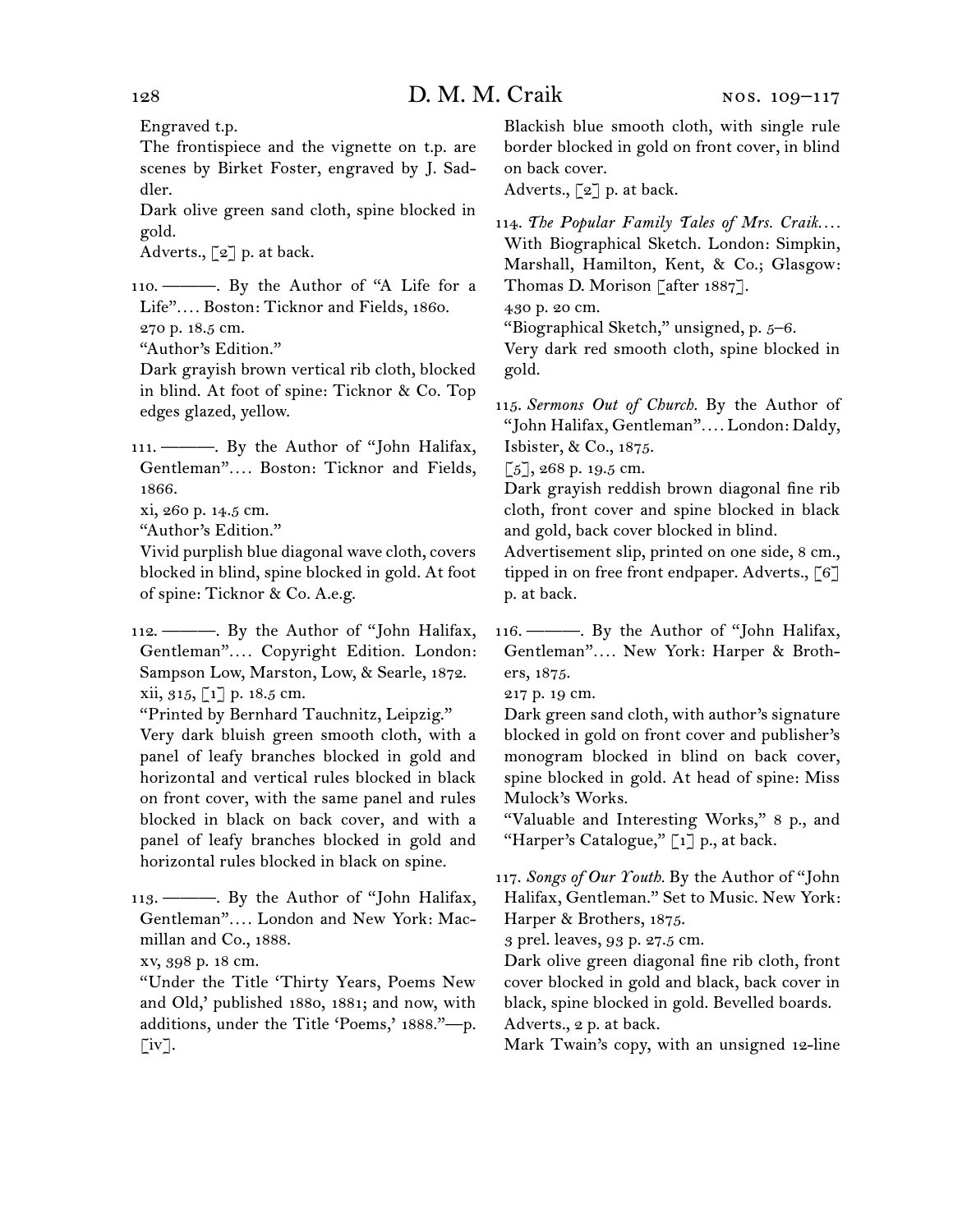Engraved t.p.

The frontispiece and the vignette on t.p. are scenes by Birket Foster, engraved by J. Saddler.

Dark olive green sand cloth, spine blocked in gold.

Adverts., [2] p. at back.

110. ———. By the Author of "A Life for a Life".… Boston: Ticknor and Fields, 1860.

270 p. 18.5 cm.

"Author's Edition."

Dark grayish brown vertical rib cloth, blocked in blind. At foot of spine: Ticknor & Co. Top edges glazed, yellow.

111. ———. By the Author of "John Halifax, Gentleman".… Boston: Ticknor and Fields, 1866.

xi, 260 p. 14.5 cm.

"Author's Edition."

Vivid purplish blue diagonal wave cloth, covers blocked in blind, spine blocked in gold. At foot of spine: Ticknor & Co. A.e.g.

112. ———. By the Author of "John Halifax, Gentleman".… Copyright Edition. London: Sampson Low, Marston, Low, & Searle, 1872.

xii, 315, [1] p. 18.5 cm.

"Printed by Bernhard Tauchnitz, Leipzig."

Very dark bluish green smooth cloth, with a panel of leafy branches blocked in gold and horizontal and vertical rules blocked in black on front cover, with the same panel and rules blocked in black on back cover, and with a panel of leafy branches blocked in gold and horizontal rules blocked in black on spine.

113. ———. By the Author of "John Halifax, Gentleman".… London and New York: Macmillan and Co., 1888.

xv, 398 p. 18 cm.

"Under the Title 'Thirty Years, Poems New and Old,' published 1880, 1881; and now, with additions, under the Title 'Poems,' 1888."—p. [iv].

Blackish blue smooth cloth, with single rule border blocked in gold on front cover, in blind on back cover.

Adverts., [2] p. at back.

114. *The Popular Family Tales of Mrs. Craik.…* With Biographical Sketch. London: Simpkin, Marshall, Hamilton, Kent, & Co.; Glasgow: Thomas D. Morison [after 1887].

430 p. 20 cm.

"Biographical Sketch," unsigned, p. 5–6.

Very dark red smooth cloth, spine blocked in gold.

115. *Sermons Out of Church.* By the Author of "John Halifax, Gentleman".… London: Daldy, Isbister, & Co., 1875.

[5], 268 p. 19.5 cm.

Dark grayish reddish brown diagonal fine rib cloth, front cover and spine blocked in black and gold, back cover blocked in blind.

Advertisement slip, printed on one side, 8 cm., tipped in on free front endpaper. Adverts., [6] p. at back.

116. ———. By the Author of "John Halifax, Gentleman".… New York: Harper & Brothers, 1875.

217 p. 19 cm.

Dark green sand cloth, with author's signature blocked in gold on front cover and publisher's monogram blocked in blind on back cover, spine blocked in gold. At head of spine: Miss Mulock's Works.

"Valuable and Interesting Works," 8 p., and "Harper's Catalogue," [1] p., at back.

117. *Songs of Our Youth.* By the Author of "John Halifax, Gentleman." Set to Music. New York: Harper & Brothers, 1875.

3 prel. leaves, 93 p. 27.5 cm.

Dark olive green diagonal fine rib cloth, front cover blocked in gold and black, back cover in black, spine blocked in gold. Bevelled boards.

Adverts., 2 p. at back.

Mark Twain's copy, with an unsigned 12-line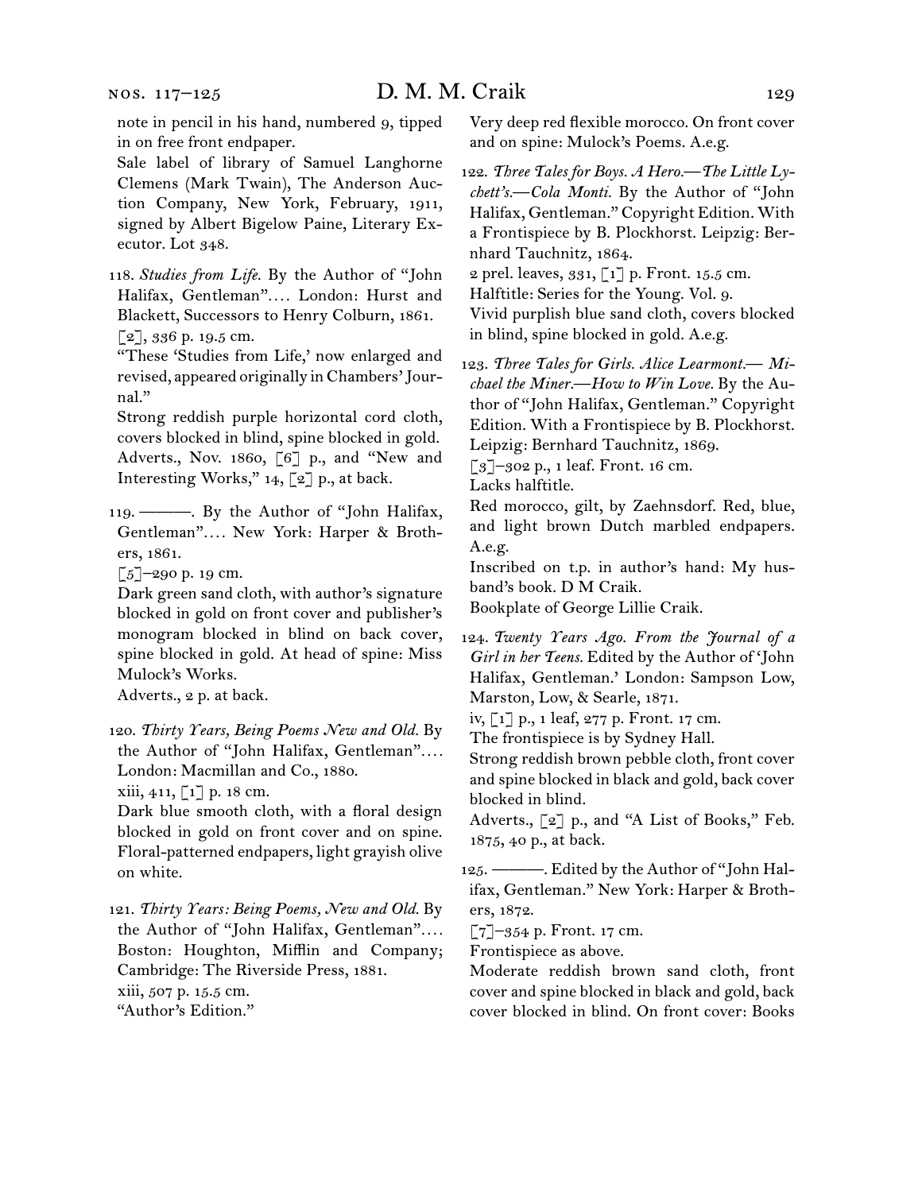note in pencil in his hand, numbered 9, tipped in on free front endpaper.

Sale label of library of Samuel Langhorne Clemens (Mark Twain), The Anderson Auction Company, New York, February, 1911, signed by Albert Bigelow Paine, Literary Executor. Lot 348.

118. *Studies from Life.* By the Author of "John Halifax, Gentleman"…. London: Hurst and Blackett, Successors to Henry Colburn, 1861.
[2], 336 p. 19.5 cm.
"These 'Studies from Life,' now enlarged and revised, appeared originally in Chambers' Journal."
Strong reddish purple horizontal cord cloth, covers blocked in blind, spine blocked in gold.
Adverts., Nov. 1860, [6] p., and "New and Interesting Works," 14, [2] p., at back.

119. ———. By the Author of "John Halifax, Gentleman"…. New York: Harper & Brothers, 1861.
[5]–290 p. 19 cm.
Dark green sand cloth, with author's signature blocked in gold on front cover and publisher's monogram blocked in blind on back cover, spine blocked in gold. At head of spine: Miss Mulock's Works.
Adverts., 2 p. at back.

120. *Thirty Years, Being Poems New and Old.* By the Author of "John Halifax, Gentleman"…. London: Macmillan and Co., 1880.
xiii, 411, [1] p. 18 cm.
Dark blue smooth cloth, with a floral design blocked in gold on front cover and on spine. Floral-patterned endpapers, light grayish olive on white.

121. *Thirty Years: Being Poems, New and Old.* By the Author of "John Halifax, Gentleman"…. Boston: Houghton, Mifflin and Company; Cambridge: The Riverside Press, 1881.
xiii, 507 p. 15.5 cm.
"Author's Edition."
Very deep red flexible morocco. On front cover and on spine: Mulock's Poems. A.e.g.

122. *Three Tales for Boys. A Hero.—The Little Lychett's.—Cola Monti.* By the Author of "John Halifax, Gentleman." Copyright Edition. With a Frontispiece by B. Plockhorst. Leipzig: Bernhard Tauchnitz, 1864.
2 prel. leaves, 331, [1] p. Front. 15.5 cm.
Halftitle: Series for the Young. Vol. 9.
Vivid purplish blue sand cloth, covers blocked in blind, spine blocked in gold. A.e.g.

123. *Three Tales for Girls. Alice Learmont.— Michael the Miner.—How to Win Love.* By the Author of "John Halifax, Gentleman." Copyright Edition. With a Frontispiece by B. Plockhorst. Leipzig: Bernhard Tauchnitz, 1869.
[3]–302 p., 1 leaf. Front. 16 cm.
Lacks halftitle.
Red morocco, gilt, by Zaehnsdorf. Red, blue, and light brown Dutch marbled endpapers. A.e.g.
Inscribed on t.p. in author's hand: My husband's book. D M Craik.
Bookplate of George Lillie Craik.

124. *Twenty Years Ago. From the Journal of a Girl in her Teens.* Edited by the Author of 'John Halifax, Gentleman.' London: Sampson Low, Marston, Low, & Searle, 1871.
iv, [1] p., 1 leaf, 277 p. Front. 17 cm.
The frontispiece is by Sydney Hall.
Strong reddish brown pebble cloth, front cover and spine blocked in black and gold, back cover blocked in blind.
Adverts., [2] p., and "A List of Books," Feb. 1875, 40 p., at back.

125. ———. Edited by the Author of "John Halifax, Gentleman." New York: Harper & Brothers, 1872.
[7]–354 p. Front. 17 cm.
Frontispiece as above.
Moderate reddish brown sand cloth, front cover and spine blocked in black and gold, back cover blocked in blind. On front cover: Books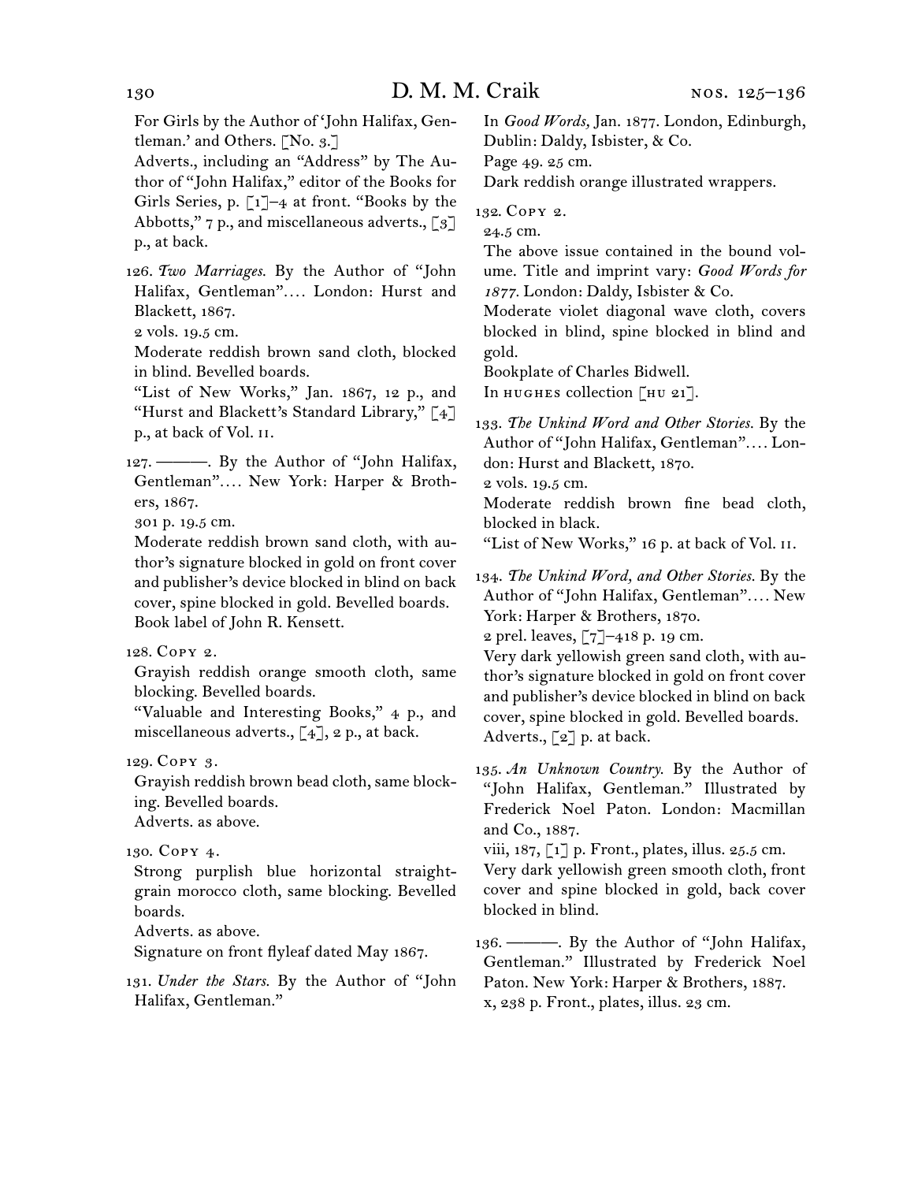For Girls by the Author of 'John Halifax, Gentleman.' and Others. [No. 3.]
Adverts., including an "Address" by The Author of "John Halifax," editor of the Books for Girls Series, p. [1]–4 at front. "Books by the Abbotts," 7 p., and miscellaneous adverts., [3] p., at back.

126. *Two Marriages.* By the Author of "John Halifax, Gentleman"…. London: Hurst and Blackett, 1867.
2 vols. 19.5 cm.
Moderate reddish brown sand cloth, blocked in blind. Bevelled boards.
"List of New Works," Jan. 1867, 12 p., and "Hurst and Blackett's Standard Library," [4] p., at back of Vol. II.

127. ———. By the Author of "John Halifax, Gentleman"…. New York: Harper & Brothers, 1867.
301 p. 19.5 cm.
Moderate reddish brown sand cloth, with author's signature blocked in gold on front cover and publisher's device blocked in blind on back cover, spine blocked in gold. Bevelled boards.
Book label of John R. Kensett.

128. Copy 2.
Grayish reddish orange smooth cloth, same blocking. Bevelled boards.
"Valuable and Interesting Books," 4 p., and miscellaneous adverts., [4], 2 p., at back.

129. Copy 3.
Grayish reddish brown bead cloth, same blocking. Bevelled boards.
Adverts. as above.

130. Copy 4.
Strong purplish blue horizontal straight-grain morocco cloth, same blocking. Bevelled boards.
Adverts. as above.
Signature on front flyleaf dated May 1867.

131. *Under the Stars.* By the Author of "John Halifax, Gentleman."
In *Good Words,* Jan. 1877. London, Edinburgh, Dublin: Daldy, Isbister, & Co.
Page 49. 25 cm.
Dark reddish orange illustrated wrappers.

132. Copy 2.
24.5 cm.
The above issue contained in the bound volume. Title and imprint vary: *Good Words for 1877.* London: Daldy, Isbister & Co.
Moderate violet diagonal wave cloth, covers blocked in blind, spine blocked in blind and gold.
Bookplate of Charles Bidwell.
In HUGHES collection [HU 21].

133. *The Unkind Word and Other Stories.* By the Author of "John Halifax, Gentleman"…. London: Hurst and Blackett, 1870.
2 vols. 19.5 cm.
Moderate reddish brown fine bead cloth, blocked in black.
"List of New Works," 16 p. at back of Vol. II.

134. *The Unkind Word, and Other Stories.* By the Author of "John Halifax, Gentleman"…. New York: Harper & Brothers, 1870.
2 prel. leaves, [7]–418 p. 19 cm.
Very dark yellowish green sand cloth, with author's signature blocked in gold on front cover and publisher's device blocked in blind on back cover, spine blocked in gold. Bevelled boards.
Adverts., [2] p. at back.

135. *An Unknown Country.* By the Author of "John Halifax, Gentleman." Illustrated by Frederick Noel Paton. London: Macmillan and Co., 1887.
viii, 187, [1] p. Front., plates, illus. 25.5 cm.
Very dark yellowish green smooth cloth, front cover and spine blocked in gold, back cover blocked in blind.

136. ———. By the Author of "John Halifax, Gentleman." Illustrated by Frederick Noel Paton. New York: Harper & Brothers, 1887.
x, 238 p. Front., plates, illus. 23 cm.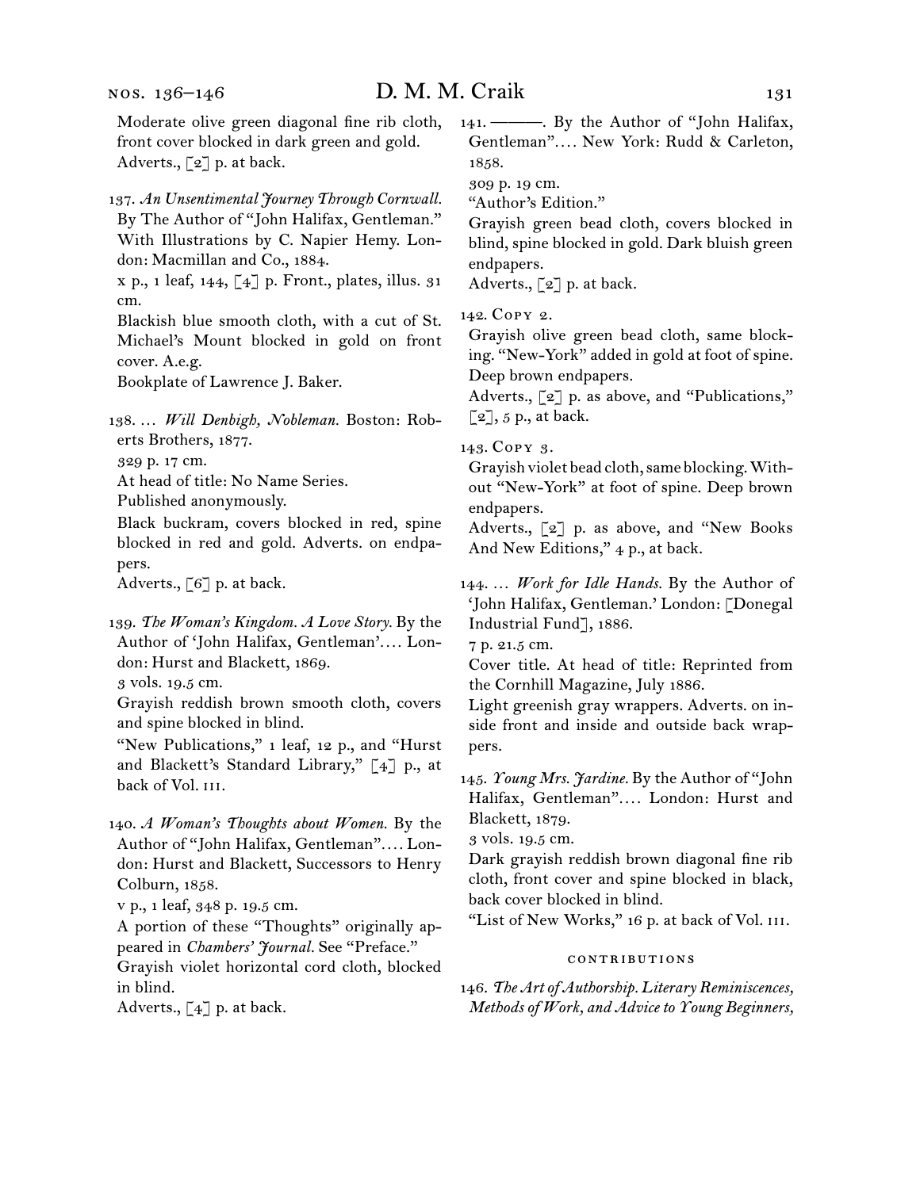Moderate olive green diagonal fine rib cloth, front cover blocked in dark green and gold.
Adverts., [2] p. at back.

137. *An Unsentimental Journey Through Cornwall.* By The Author of "John Halifax, Gentleman." With Illustrations by C. Napier Hemy. London: Macmillan and Co., 1884.
x p., 1 leaf, 144, [4] p. Front., plates, illus. 31 cm.
Blackish blue smooth cloth, with a cut of St. Michael's Mount blocked in gold on front cover. A.e.g.
Bookplate of Lawrence J. Baker.

138. … *Will Denbigh, Nobleman.* Boston: Roberts Brothers, 1877.
329 p. 17 cm.
At head of title: No Name Series.
Published anonymously.
Black buckram, covers blocked in red, spine blocked in red and gold. Adverts. on endpapers.
Adverts., [6] p. at back.

139. *The Woman's Kingdom. A Love Story.* By the Author of 'John Halifax, Gentleman'…. London: Hurst and Blackett, 1869.
3 vols. 19.5 cm.
Grayish reddish brown smooth cloth, covers and spine blocked in blind.
"New Publications," 1 leaf, 12 p., and "Hurst and Blackett's Standard Library," [4] p., at back of Vol. III.

140. *A Woman's Thoughts about Women.* By the Author of "John Halifax, Gentleman"…. London: Hurst and Blackett, Successors to Henry Colburn, 1858.
v p., 1 leaf, 348 p. 19.5 cm.
A portion of these "Thoughts" originally appeared in *Chambers' Journal.* See "Preface."
Grayish violet horizontal cord cloth, blocked in blind.
Adverts., [4] p. at back.

141. ———. By the Author of "John Halifax, Gentleman"…. New York: Rudd & Carleton, 1858.
309 p. 19 cm.
"Author's Edition."
Grayish green bead cloth, covers blocked in blind, spine blocked in gold. Dark bluish green endpapers.
Adverts., [2] p. at back.

142. Copy 2.
Grayish olive green bead cloth, same blocking. "New-York" added in gold at foot of spine. Deep brown endpapers.
Adverts., [2] p. as above, and "Publications," [2], 5 p., at back.

143. Copy 3.
Grayish violet bead cloth, same blocking. Without "New-York" at foot of spine. Deep brown endpapers.
Adverts., [2] p. as above, and "New Books And New Editions," 4 p., at back.

144. … *Work for Idle Hands.* By the Author of 'John Halifax, Gentleman.' London: [Donegal Industrial Fund], 1886.
7 p. 21.5 cm.
Cover title. At head of title: Reprinted from the Cornhill Magazine, July 1886.
Light greenish gray wrappers. Adverts. on inside front and inside and outside back wrappers.

145. *Young Mrs. Jardine.* By the Author of "John Halifax, Gentleman"…. London: Hurst and Blackett, 1879.
3 vols. 19.5 cm.
Dark grayish reddish brown diagonal fine rib cloth, front cover and spine blocked in black, back cover blocked in blind.
"List of New Works," 16 p. at back of Vol. III.

#### CONTRIBUTIONS

146. *The Art of Authorship. Literary Reminiscences, Methods of Work, and Advice to Young Beginners,*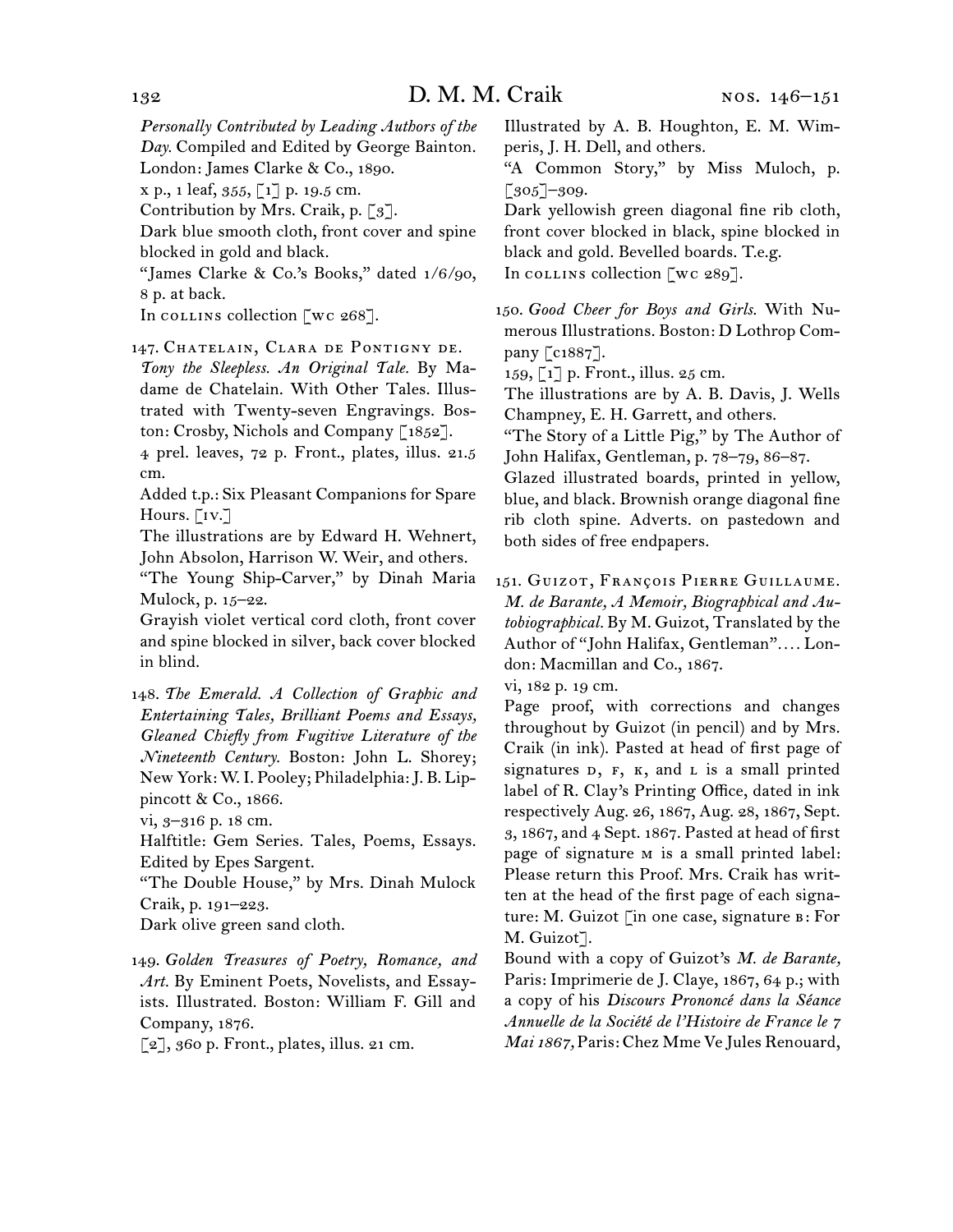*Personally Contributed by Leading Authors of the Day.* Compiled and Edited by George Bainton. London: James Clarke & Co., 1890.

x p., 1 leaf, 355, [1] p. 19.5 cm.

Contribution by Mrs. Craik, p. [3].

Dark blue smooth cloth, front cover and spine blocked in gold and black.

"James Clarke & Co.'s Books," dated 1/6/90, 8 p. at back.

In COLLINS collection [WC 268].

147. CHATELAIN, CLARA DE PONTIGNY DE. *Tony the Sleepless. An Original Tale.* By Madame de Chatelain. With Other Tales. Illustrated with Twenty-seven Engravings. Boston: Crosby, Nichols and Company [1852].

4 prel. leaves, 72 p. Front., plates, illus. 21.5 cm.

Added t.p.: Six Pleasant Companions for Spare Hours. [IV.]

The illustrations are by Edward H. Wehnert, John Absolon, Harrison W. Weir, and others.

"The Young Ship-Carver," by Dinah Maria Mulock, p. 15–22.

Grayish violet vertical cord cloth, front cover and spine blocked in silver, back cover blocked in blind.

148. *The Emerald. A Collection of Graphic and Entertaining Tales, Brilliant Poems and Essays, Gleaned Chiefly from Fugitive Literature of the Nineteenth Century.* Boston: John L. Shorey; New York: W. I. Pooley; Philadelphia: J. B. Lippincott & Co., 1866.

vi, 3–316 p. 18 cm.

Halftitle: Gem Series. Tales, Poems, Essays. Edited by Epes Sargent.

"The Double House," by Mrs. Dinah Mulock Craik, p. 191–223.

Dark olive green sand cloth.

149. *Golden Treasures of Poetry, Romance, and Art.* By Eminent Poets, Novelists, and Essayists. Illustrated. Boston: William F. Gill and Company, 1876.

[2], 360 p. Front., plates, illus. 21 cm.

Illustrated by A. B. Houghton, E. M. Wimperis, J. H. Dell, and others.

"A Common Story," by Miss Muloch, p. [305]–309.

Dark yellowish green diagonal fine rib cloth, front cover blocked in black, spine blocked in black and gold. Bevelled boards. T.e.g.

In COLLINS collection [WC 289].

150. *Good Cheer for Boys and Girls.* With Numerous Illustrations. Boston: D Lothrop Company [c1887].

159, [1] p. Front., illus. 25 cm.

The illustrations are by A. B. Davis, J. Wells Champney, E. H. Garrett, and others.

"The Story of a Little Pig," by The Author of John Halifax, Gentleman, p. 78–79, 86–87.

Glazed illustrated boards, printed in yellow, blue, and black. Brownish orange diagonal fine rib cloth spine. Adverts. on pastedown and both sides of free endpapers.

151. GUIZOT, FRANÇOIS PIERRE GUILLAUME. *M. de Barante, A Memoir, Biographical and Autobiographical.* By M. Guizot, Translated by the Author of "John Halifax, Gentleman".... London: Macmillan and Co., 1867.

vi, 182 p. 19 cm.

Page proof, with corrections and changes throughout by Guizot (in pencil) and by Mrs. Craik (in ink). Pasted at head of first page of signatures D, F, K, and L is a small printed label of R. Clay's Printing Office, dated in ink respectively Aug. 26, 1867, Aug. 28, 1867, Sept. 3, 1867, and 4 Sept. 1867. Pasted at head of first page of signature M is a small printed label: Please return this Proof. Mrs. Craik has written at the head of the first page of each signature: M. Guizot [in one case, signature B: For M. Guizot].

Bound with a copy of Guizot's *M. de Barante,* Paris: Imprimerie de J. Claye, 1867, 64 p.; with a copy of his *Discours Prononcé dans la Séance Annuelle de la Société de l'Histoire de France le 7 Mai 1867,* Paris: Chez Mme Ve Jules Renouard,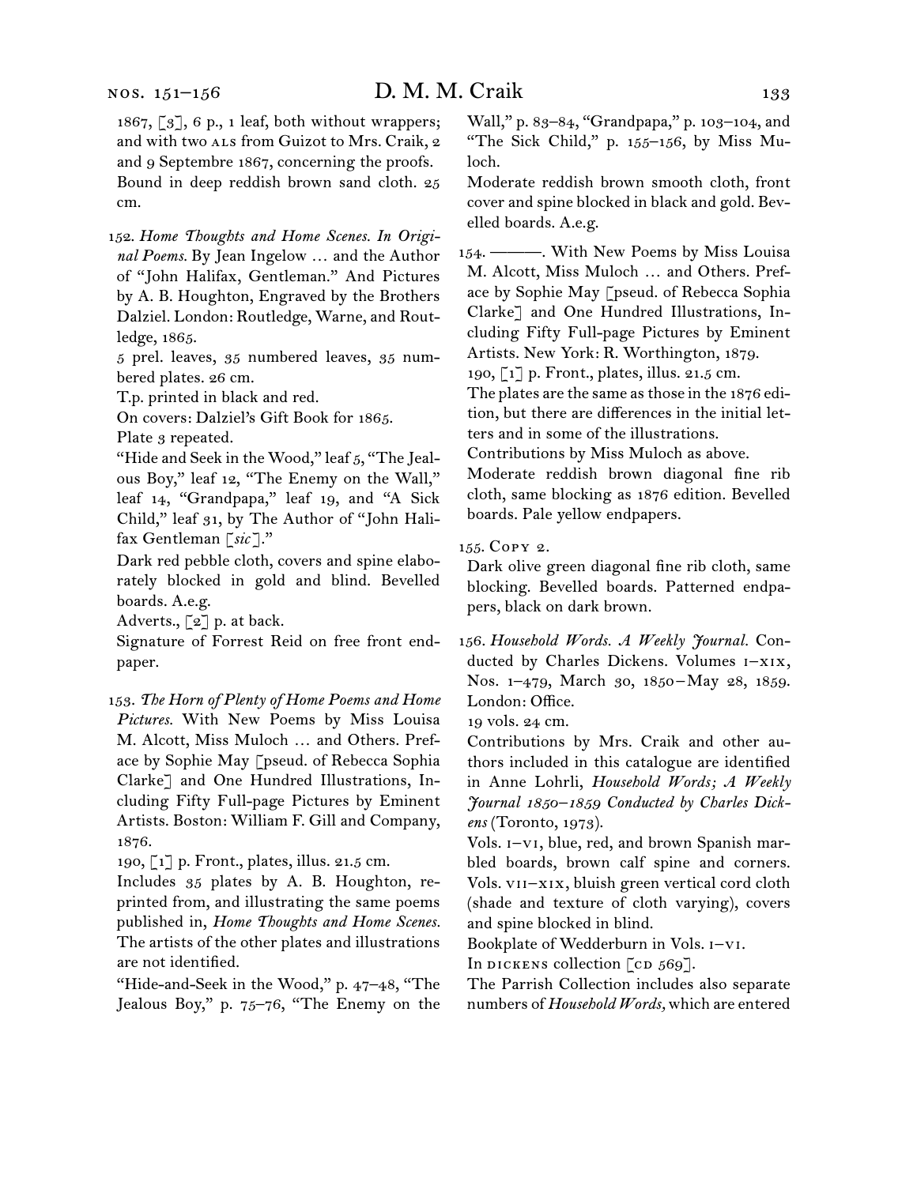1867, [3], 6 p., 1 leaf, both without wrappers; and with two ALS from Guizot to Mrs. Craik, 2 and 9 Septembre 1867, concerning the proofs.
Bound in deep reddish brown sand cloth. 25 cm.

152. *Home Thoughts and Home Scenes. In Original Poems.* By Jean Ingelow … and the Author of "John Halifax, Gentleman." And Pictures by A. B. Houghton, Engraved by the Brothers Dalziel. London: Routledge, Warne, and Routledge, 1865.
5 prel. leaves, 35 numbered leaves, 35 numbered plates. 26 cm.
T.p. printed in black and red.
On covers: Dalziel's Gift Book for 1865.
Plate 3 repeated.
"Hide and Seek in the Wood," leaf 5, "The Jealous Boy," leaf 12, "The Enemy on the Wall," leaf 14, "Grandpapa," leaf 19, and "A Sick Child," leaf 31, by The Author of "John Halifax Gentleman [*sic*]."
Dark red pebble cloth, covers and spine elaborately blocked in gold and blind. Bevelled boards. A.e.g.
Adverts., [2] p. at back.
Signature of Forrest Reid on free front endpaper.

153. *The Horn of Plenty of Home Poems and Home Pictures.* With New Poems by Miss Louisa M. Alcott, Miss Muloch … and Others. Preface by Sophie May [pseud. of Rebecca Sophia Clarke] and One Hundred Illustrations, Including Fifty Full-page Pictures by Eminent Artists. Boston: William F. Gill and Company, 1876.
190, [1] p. Front., plates, illus. 21.5 cm.
Includes 35 plates by A. B. Houghton, reprinted from, and illustrating the same poems published in, *Home Thoughts and Home Scenes.* The artists of the other plates and illustrations are not identified.
"Hide-and-Seek in the Wood," p. 47–48, "The Jealous Boy," p. 75–76, "The Enemy on the Wall," p. 83–84, "Grandpapa," p. 103–104, and "The Sick Child," p. 155–156, by Miss Muloch.
Moderate reddish brown smooth cloth, front cover and spine blocked in black and gold. Bevelled boards. A.e.g.

154. ———. With New Poems by Miss Louisa M. Alcott, Miss Muloch … and Others. Preface by Sophie May [pseud. of Rebecca Sophia Clarke] and One Hundred Illustrations, Including Fifty Full-page Pictures by Eminent Artists. New York: R. Worthington, 1879.
190, [1] p. Front., plates, illus. 21.5 cm.
The plates are the same as those in the 1876 edition, but there are differences in the initial letters and in some of the illustrations.
Contributions by Miss Muloch as above.
Moderate reddish brown diagonal fine rib cloth, same blocking as 1876 edition. Bevelled boards. Pale yellow endpapers.

155. Copy 2.
Dark olive green diagonal fine rib cloth, same blocking. Bevelled boards. Patterned endpapers, black on dark brown.

156. *Household Words. A Weekly Journal.* Conducted by Charles Dickens. Volumes I–XIX, Nos. 1–479, March 30, 1850–May 28, 1859. London: Office.
19 vols. 24 cm.
Contributions by Mrs. Craik and other authors included in this catalogue are identified in Anne Lohrli, *Household Words; A Weekly Journal 1850–1859 Conducted by Charles Dickens* (Toronto, 1973).
Vols. I–VI, blue, red, and brown Spanish marbled boards, brown calf spine and corners. Vols. VII–XIX, bluish green vertical cord cloth (shade and texture of cloth varying), covers and spine blocked in blind.
Bookplate of Wedderburn in Vols. I–VI.
In DICKENS collection [CD 569].
The Parrish Collection includes also separate numbers of *Household Words,* which are entered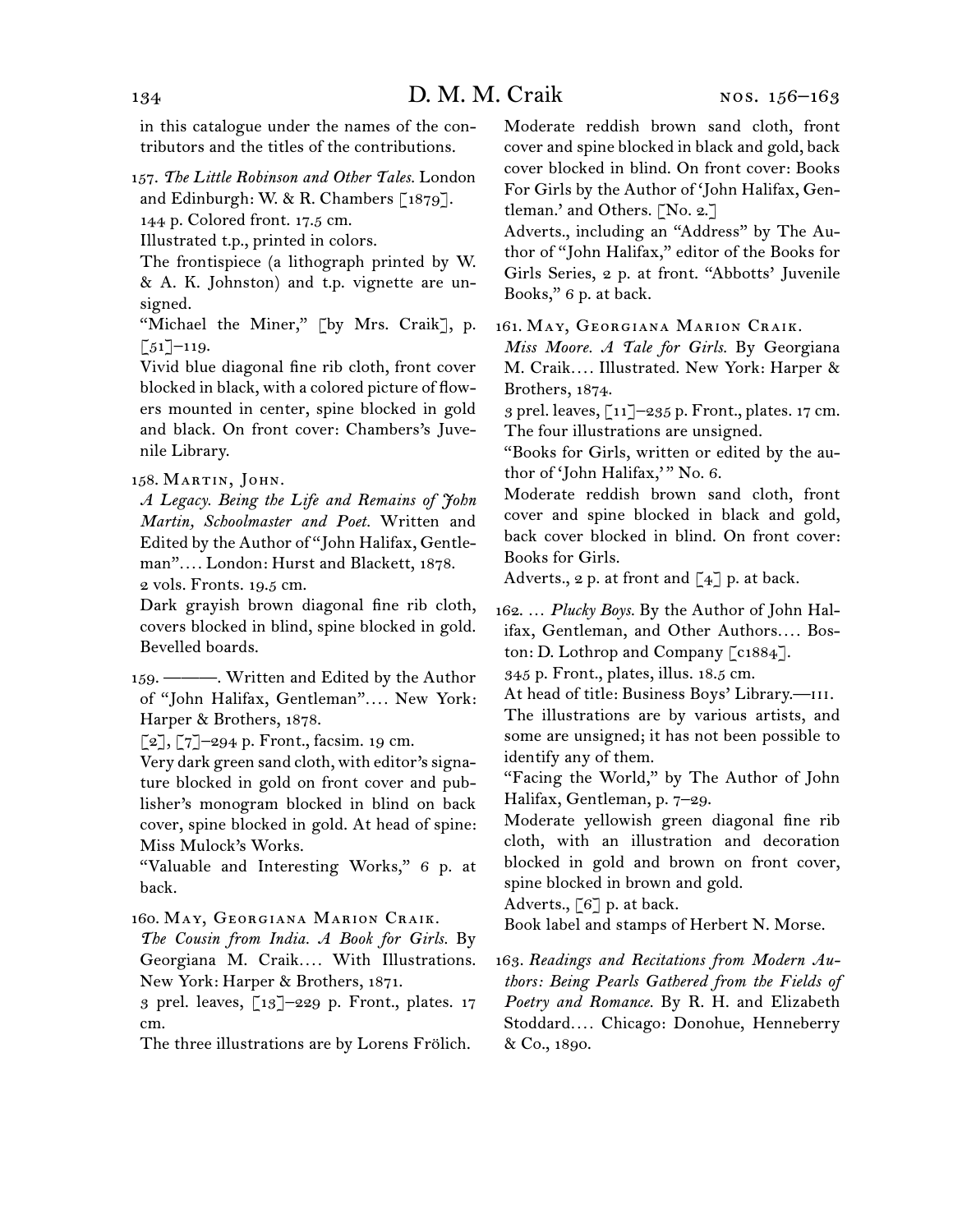in this catalogue under the names of the contributors and the titles of the contributions.

157. *The Little Robinson and Other Tales.* London and Edinburgh: W. & R. Chambers [1879].

144 p. Colored front. 17.5 cm.

Illustrated t.p., printed in colors.

The frontispiece (a lithograph printed by W. & A. K. Johnston) and t.p. vignette are unsigned.

"Michael the Miner," [by Mrs. Craik], p. [51]–119.

Vivid blue diagonal fine rib cloth, front cover blocked in black, with a colored picture of flowers mounted in center, spine blocked in gold and black. On front cover: Chambers's Juvenile Library.

158. Martin, John.

*A Legacy. Being the Life and Remains of John Martin, Schoolmaster and Poet.* Written and Edited by the Author of "John Halifax, Gentleman".... London: Hurst and Blackett, 1878.

2 vols. Fronts. 19.5 cm.

Dark grayish brown diagonal fine rib cloth, covers blocked in blind, spine blocked in gold. Bevelled boards.

159. ———. Written and Edited by the Author of "John Halifax, Gentleman".... New York: Harper & Brothers, 1878.

[2], [7]–294 p. Front., facsim. 19 cm.

Very dark green sand cloth, with editor's signature blocked in gold on front cover and publisher's monogram blocked in blind on back cover, spine blocked in gold. At head of spine: Miss Mulock's Works.

"Valuable and Interesting Works," 6 p. at back.

160. May, Georgiana Marion Craik.

*The Cousin from India. A Book for Girls.* By Georgiana M. Craik.... With Illustrations. New York: Harper & Brothers, 1871.

3 prel. leaves, [13]–229 p. Front., plates. 17 cm.

The three illustrations are by Lorens Frölich.

Moderate reddish brown sand cloth, front cover and spine blocked in black and gold, back cover blocked in blind. On front cover: Books For Girls by the Author of 'John Halifax, Gentleman.' and Others. [No. 2.]

Adverts., including an "Address" by The Author of "John Halifax," editor of the Books for Girls Series, 2 p. at front. "Abbotts' Juvenile Books," 6 p. at back.

161. May, Georgiana Marion Craik.

*Miss Moore. A Tale for Girls.* By Georgiana M. Craik.... Illustrated. New York: Harper & Brothers, 1874.

3 prel. leaves, [11]–235 p. Front., plates. 17 cm.

The four illustrations are unsigned.

"Books for Girls, written or edited by the author of 'John Halifax,'" No. 6.

Moderate reddish brown sand cloth, front cover and spine blocked in black and gold, back cover blocked in blind. On front cover: Books for Girls.

Adverts., 2 p. at front and [4] p. at back.

162. ... *Plucky Boys.* By the Author of John Halifax, Gentleman, and Other Authors.... Boston: D. Lothrop and Company [c1884].

345 p. Front., plates, illus. 18.5 cm.

At head of title: Business Boys' Library.—III.

The illustrations are by various artists, and some are unsigned; it has not been possible to identify any of them.

"Facing the World," by The Author of John Halifax, Gentleman, p. 7–29.

Moderate yellowish green diagonal fine rib cloth, with an illustration and decoration blocked in gold and brown on front cover, spine blocked in brown and gold.

Adverts., [6] p. at back.

Book label and stamps of Herbert N. Morse.

163. *Readings and Recitations from Modern Authors: Being Pearls Gathered from the Fields of Poetry and Romance.* By R. H. and Elizabeth Stoddard.... Chicago: Donohue, Henneberry & Co., 1890.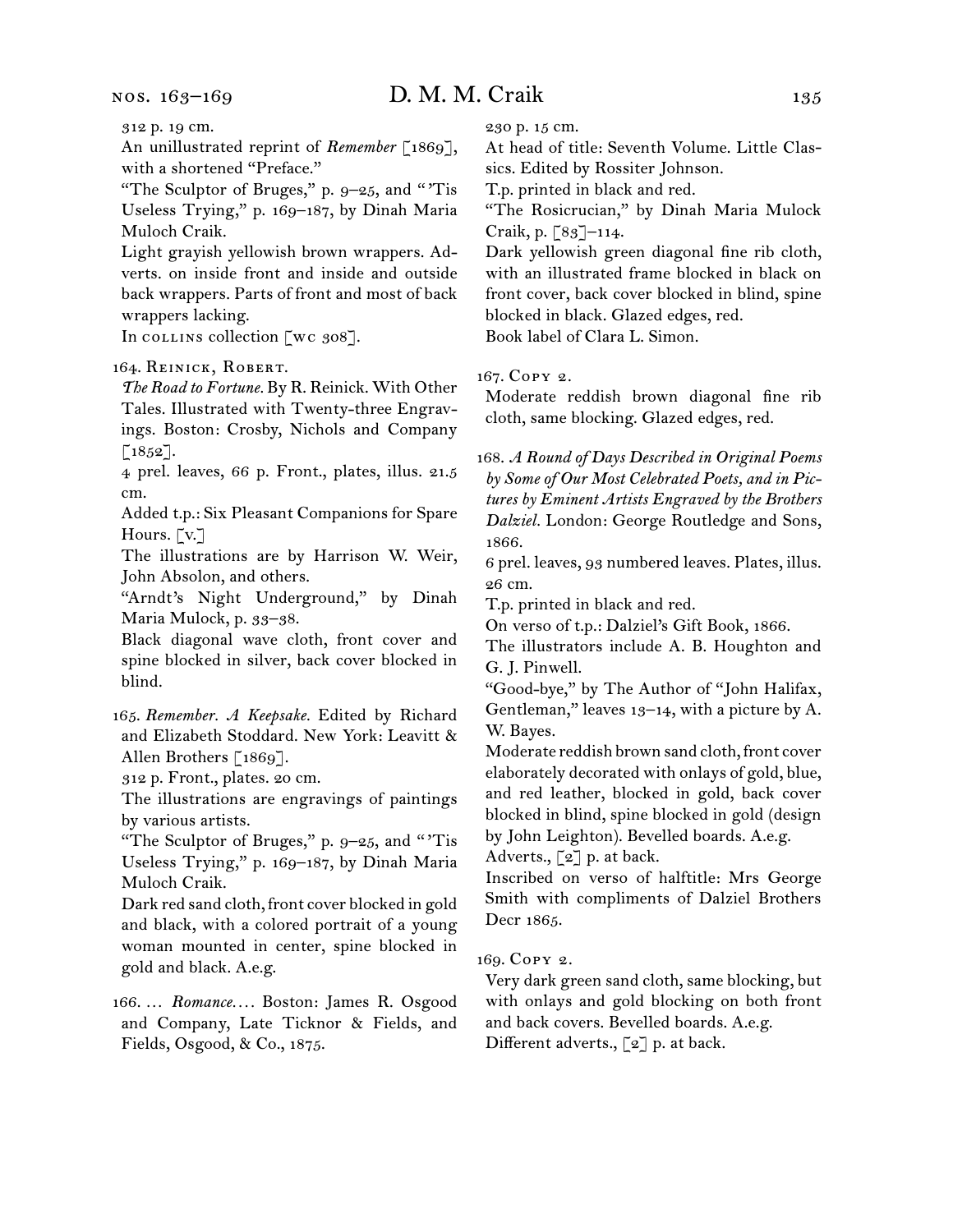312 p. 19 cm.

An unillustrated reprint of *Remember* [1869], with a shortened "Preface."

"The Sculptor of Bruges," p. 9–25, and "'Tis Useless Trying," p. 169–187, by Dinah Maria Muloch Craik.

Light grayish yellowish brown wrappers. Adverts. on inside front and inside and outside back wrappers. Parts of front and most of back wrappers lacking.

In COLLINS collection [WC 308].

164. REINICK, ROBERT.

*The Road to Fortune.* By R. Reinick. With Other Tales. Illustrated with Twenty-three Engravings. Boston: Crosby, Nichols and Company [1852].

4 prel. leaves, 66 p. Front., plates, illus. 21.5 cm.

Added t.p.: Six Pleasant Companions for Spare Hours. [v.]

The illustrations are by Harrison W. Weir, John Absolon, and others.

"Arndt's Night Underground," by Dinah Maria Mulock, p. 33–38.

Black diagonal wave cloth, front cover and spine blocked in silver, back cover blocked in blind.

165. *Remember. A Keepsake.* Edited by Richard and Elizabeth Stoddard. New York: Leavitt & Allen Brothers [1869].

312 p. Front., plates. 20 cm.

The illustrations are engravings of paintings by various artists.

"The Sculptor of Bruges," p. 9–25, and "'Tis Useless Trying," p. 169–187, by Dinah Maria Muloch Craik.

Dark red sand cloth, front cover blocked in gold and black, with a colored portrait of a young woman mounted in center, spine blocked in gold and black. A.e.g.

166. … *Romance.* … Boston: James R. Osgood and Company, Late Ticknor & Fields, and Fields, Osgood, & Co., 1875.

230 p. 15 cm.

At head of title: Seventh Volume. Little Classics. Edited by Rossiter Johnson.

T.p. printed in black and red.

"The Rosicrucian," by Dinah Maria Mulock Craik, p. [83]–114.

Dark yellowish green diagonal fine rib cloth, with an illustrated frame blocked in black on front cover, back cover blocked in blind, spine blocked in black. Glazed edges, red.

Book label of Clara L. Simon.

167. COPY 2.

Moderate reddish brown diagonal fine rib cloth, same blocking. Glazed edges, red.

168. *A Round of Days Described in Original Poems by Some of Our Most Celebrated Poets, and in Pictures by Eminent Artists Engraved by the Brothers Dalziel.* London: George Routledge and Sons, 1866.

6 prel. leaves, 93 numbered leaves. Plates, illus. 26 cm.

T.p. printed in black and red.

On verso of t.p.: Dalziel's Gift Book, 1866.

The illustrators include A. B. Houghton and G. J. Pinwell.

"Good-bye," by The Author of "John Halifax, Gentleman," leaves 13–14, with a picture by A. W. Bayes.

Moderate reddish brown sand cloth, front cover elaborately decorated with onlays of gold, blue, and red leather, blocked in gold, back cover blocked in blind, spine blocked in gold (design by John Leighton). Bevelled boards. A.e.g.

Adverts., [2] p. at back.

Inscribed on verso of halftitle: Mrs George Smith with compliments of Dalziel Brothers Decr 1865.

169. COPY 2.

Very dark green sand cloth, same blocking, but with onlays and gold blocking on both front and back covers. Bevelled boards. A.e.g.

Different adverts., [2] p. at back.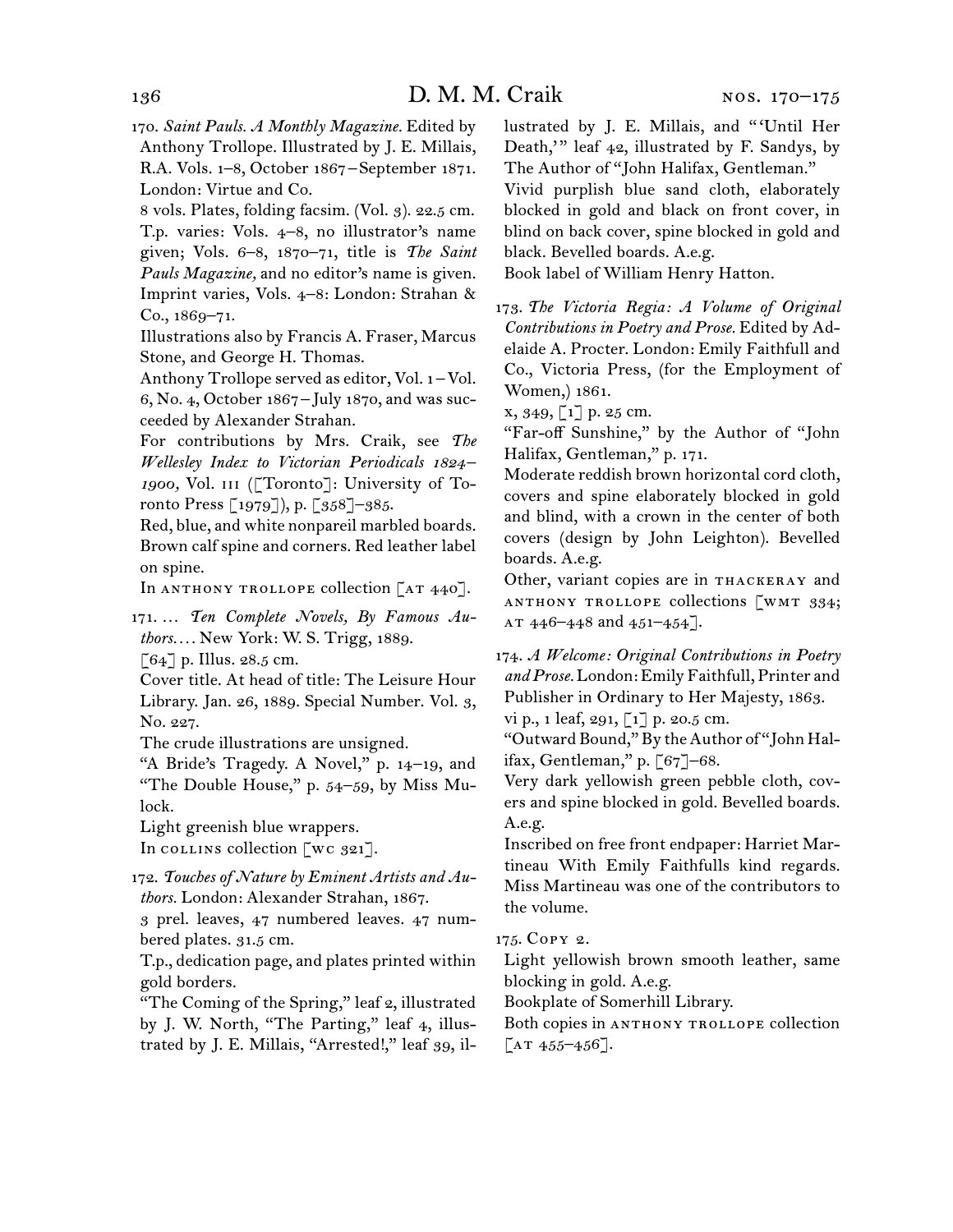170. *Saint Pauls. A Monthly Magazine.* Edited by Anthony Trollope. Illustrated by J. E. Millais, R.A. Vols. 1–8, October 1867 – September 1871. London: Virtue and Co.

8 vols. Plates, folding facsim. (Vol. 3). 22.5 cm.

T.p. varies: Vols. 4–8, no illustrator's name given; Vols. 6–8, 1870–71, title is *The Saint Pauls Magazine,* and no editor's name is given. Imprint varies, Vols. 4–8: London: Strahan & Co., 1869–71.

Illustrations also by Francis A. Fraser, Marcus Stone, and George H. Thomas.

Anthony Trollope served as editor, Vol. 1 – Vol. 6, No. 4, October 1867 – July 1870, and was succeeded by Alexander Strahan.

For contributions by Mrs. Craik, see *The Wellesley Index to Victorian Periodicals 1824–1900,* Vol. III ([Toronto]: University of Toronto Press [1979]), p. [358]–385.

Red, blue, and white nonpareil marbled boards. Brown calf spine and corners. Red leather label on spine.

In ANTHONY TROLLOPE collection [AT 440].

171. … *Ten Complete Novels, By Famous Authors.* … New York: W. S. Trigg, 1889.

[64] p. Illus. 28.5 cm.

Cover title. At head of title: The Leisure Hour Library. Jan. 26, 1889. Special Number. Vol. 3, No. 227.

The crude illustrations are unsigned.

"A Bride's Tragedy. A Novel," p. 14–19, and "The Double House," p. 54–59, by Miss Mulock.

Light greenish blue wrappers.

In COLLINS collection [WC 321].

172. *Touches of Nature by Eminent Artists and Authors.* London: Alexander Strahan, 1867.

3 prel. leaves, 47 numbered leaves. 47 numbered plates. 31.5 cm.

T.p., dedication page, and plates printed within gold borders.

"The Coming of the Spring," leaf 2, illustrated by J. W. North, "The Parting," leaf 4, illustrated by J. E. Millais, "Arrested!," leaf 39, illustrated by J. E. Millais, and "'Until Her Death,'" leaf 42, illustrated by F. Sandys, by The Author of "John Halifax, Gentleman."

Vivid purplish blue sand cloth, elaborately blocked in gold and black on front cover, in blind on back cover, spine blocked in gold and black. Bevelled boards. A.e.g.

Book label of William Henry Hatton.

173. *The Victoria Regia: A Volume of Original Contributions in Poetry and Prose.* Edited by Adelaide A. Procter. London: Emily Faithfull and Co., Victoria Press, (for the Employment of Women,) 1861.

x, 349, [1] p. 25 cm.

"Far-off Sunshine," by the Author of "John Halifax, Gentleman," p. 171.

Moderate reddish brown horizontal cord cloth, covers and spine elaborately blocked in gold and blind, with a crown in the center of both covers (design by John Leighton). Bevelled boards. A.e.g.

Other, variant copies are in THACKERAY and ANTHONY TROLLOPE collections [WMT 334; AT 446–448 and 451–454].

174. *A Welcome: Original Contributions in Poetry and Prose.* London: Emily Faithfull, Printer and Publisher in Ordinary to Her Majesty, 1863.

vi p., 1 leaf, 291, [1] p. 20.5 cm.

"Outward Bound," By the Author of "John Halifax, Gentleman," p. [67]–68.

Very dark yellowish green pebble cloth, covers and spine blocked in gold. Bevelled boards. A.e.g.

Inscribed on free front endpaper: Harriet Martineau With Emily Faithfulls kind regards. Miss Martineau was one of the contributors to the volume.

175. COPY 2.

Light yellowish brown smooth leather, same blocking in gold. A.e.g.

Bookplate of Somerhill Library.

Both copies in ANTHONY TROLLOPE collection [AT 455–456].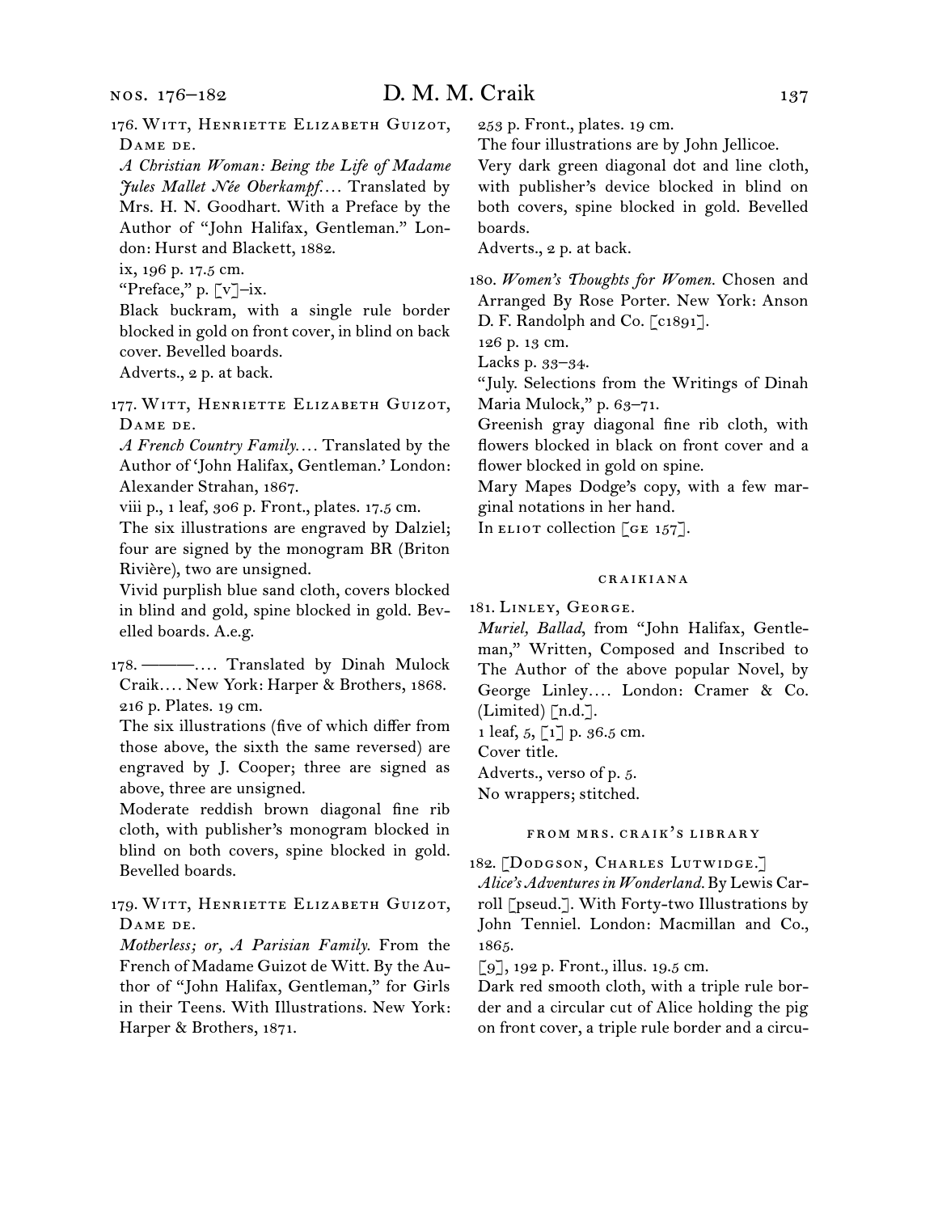176. Witt, Henriette Elizabeth Guizot, Dame de.

*A Christian Woman: Being the Life of Madame Jules Mallet Née Oberkampf.*… Translated by Mrs. H. N. Goodhart. With a Preface by the Author of "John Halifax, Gentleman." London: Hurst and Blackett, 1882.

ix, 196 p. 17.5 cm.

"Preface," p. [v]–ix.

Black buckram, with a single rule border blocked in gold on front cover, in blind on back cover. Bevelled boards.

Adverts., 2 p. at back.

177. Witt, Henriette Elizabeth Guizot, Dame de.

*A French Country Family.*… Translated by the Author of 'John Halifax, Gentleman.' London: Alexander Strahan, 1867.

viii p., 1 leaf, 306 p. Front., plates. 17.5 cm.

The six illustrations are engraved by Dalziel; four are signed by the monogram BR (Briton Rivière), two are unsigned.

Vivid purplish blue sand cloth, covers blocked in blind and gold, spine blocked in gold. Bevelled boards. A.e.g.

178. ———…. Translated by Dinah Mulock Craik…. New York: Harper & Brothers, 1868.

216 p. Plates. 19 cm.

The six illustrations (five of which differ from those above, the sixth the same reversed) are engraved by J. Cooper; three are signed as above, three are unsigned.

Moderate reddish brown diagonal fine rib cloth, with publisher's monogram blocked in blind on both covers, spine blocked in gold. Bevelled boards.

179. Witt, Henriette Elizabeth Guizot, Dame de.

*Motherless; or, A Parisian Family.* From the French of Madame Guizot de Witt. By the Author of "John Halifax, Gentleman," for Girls in their Teens. With Illustrations. New York: Harper & Brothers, 1871.

253 p. Front., plates. 19 cm.

The four illustrations are by John Jellicoe.

Very dark green diagonal dot and line cloth, with publisher's device blocked in blind on both covers, spine blocked in gold. Bevelled boards.

Adverts., 2 p. at back.

180. *Women's Thoughts for Women.* Chosen and Arranged By Rose Porter. New York: Anson D. F. Randolph and Co. [c1891].

126 p. 13 cm.

Lacks p. 33–34.

"July. Selections from the Writings of Dinah Maria Mulock," p. 63–71.

Greenish gray diagonal fine rib cloth, with flowers blocked in black on front cover and a flower blocked in gold on spine.

Mary Mapes Dodge's copy, with a few marginal notations in her hand.

In eliot collection [ge 157].

### craikiana

181. Linley, George.

*Muriel, Ballad,* from "John Halifax, Gentleman," Written, Composed and Inscribed to The Author of the above popular Novel, by George Linley…. London: Cramer & Co. (Limited) [n.d.].

1 leaf, 5, [1] p. 36.5 cm.

Cover title.

Adverts., verso of p. 5.

No wrappers; stitched.

### from mrs. craik's library

182. [Dodgson, Charles Lutwidge.]

*Alice's Adventures in Wonderland.* By Lewis Carroll [pseud.]. With Forty-two Illustrations by John Tenniel. London: Macmillan and Co., 1865.

[9], 192 p. Front., illus. 19.5 cm.

Dark red smooth cloth, with a triple rule border and a circular cut of Alice holding the pig on front cover, a triple rule border and a circu-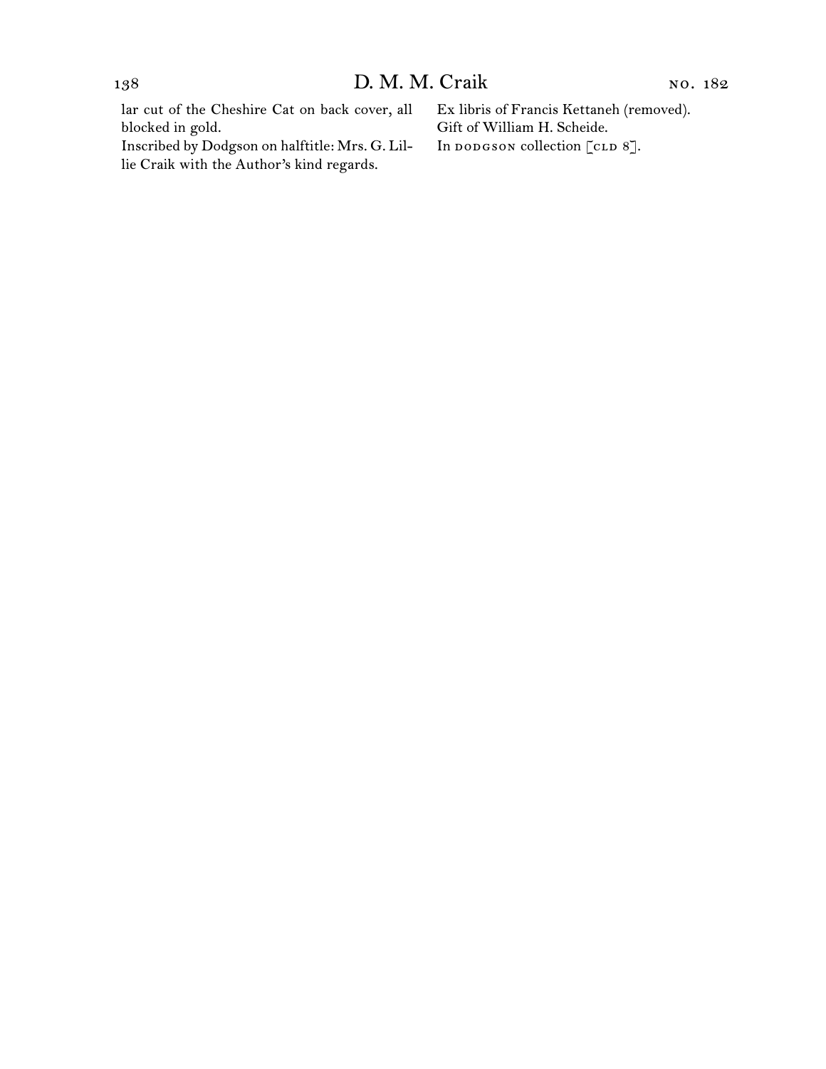lar cut of the Cheshire Cat on back cover, all blocked in gold.
Inscribed by Dodgson on halftitle: Mrs. G. Lillie Craik with the Author's kind regards.
Ex libris of Francis Kettaneh (removed).
Gift of William H. Scheide.
In DODGSON collection [CLD 8].